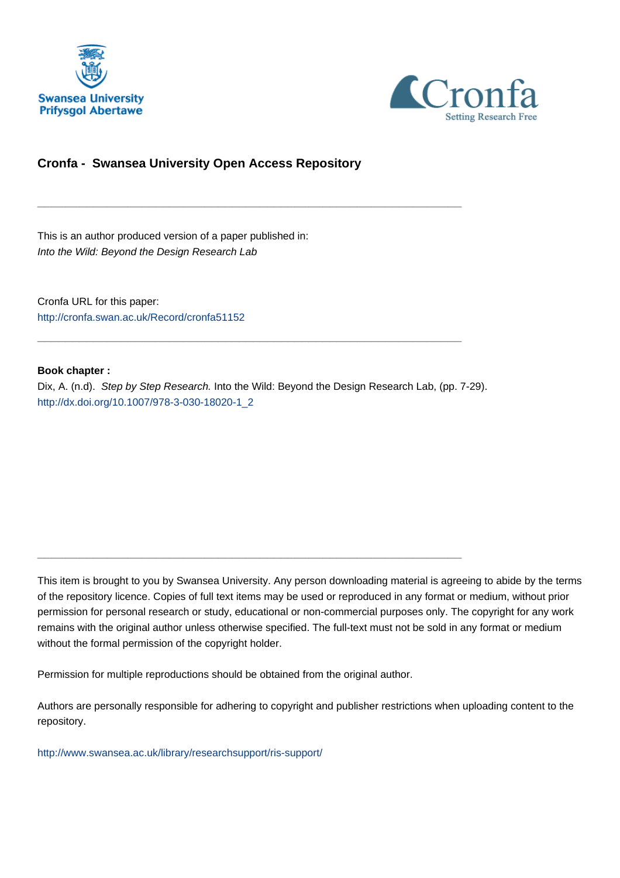Swansea University
Prifysgol Abertawe

Cronfa
Setting Research Free

## Cronfa - Swansea University Open Access Repository

---

This is an author produced version of a paper published in:
*Into the Wild: Beyond the Design Research Lab*

Cronfa URL for this paper:
http://cronfa.swan.ac.uk/Record/cronfa51152

---

**Book chapter :**
Dix, A. (n.d). *Step by Step Research.* Into the Wild: Beyond the Design Research Lab, (pp. 7-29).
http://dx.doi.org/10.1007/978-3-030-18020-1_2

---

This item is brought to you by Swansea University. Any person downloading material is agreeing to abide by the terms of the repository licence. Copies of full text items may be used or reproduced in any format or medium, without prior permission for personal research or study, educational or non-commercial purposes only. The copyright for any work remains with the original author unless otherwise specified. The full-text must not be sold in any format or medium without the formal permission of the copyright holder.

Permission for multiple reproductions should be obtained from the original author.

Authors are personally responsible for adhering to copyright and publisher restrictions when uploading content to the repository.

http://www.swansea.ac.uk/library/researchsupport/ris-support/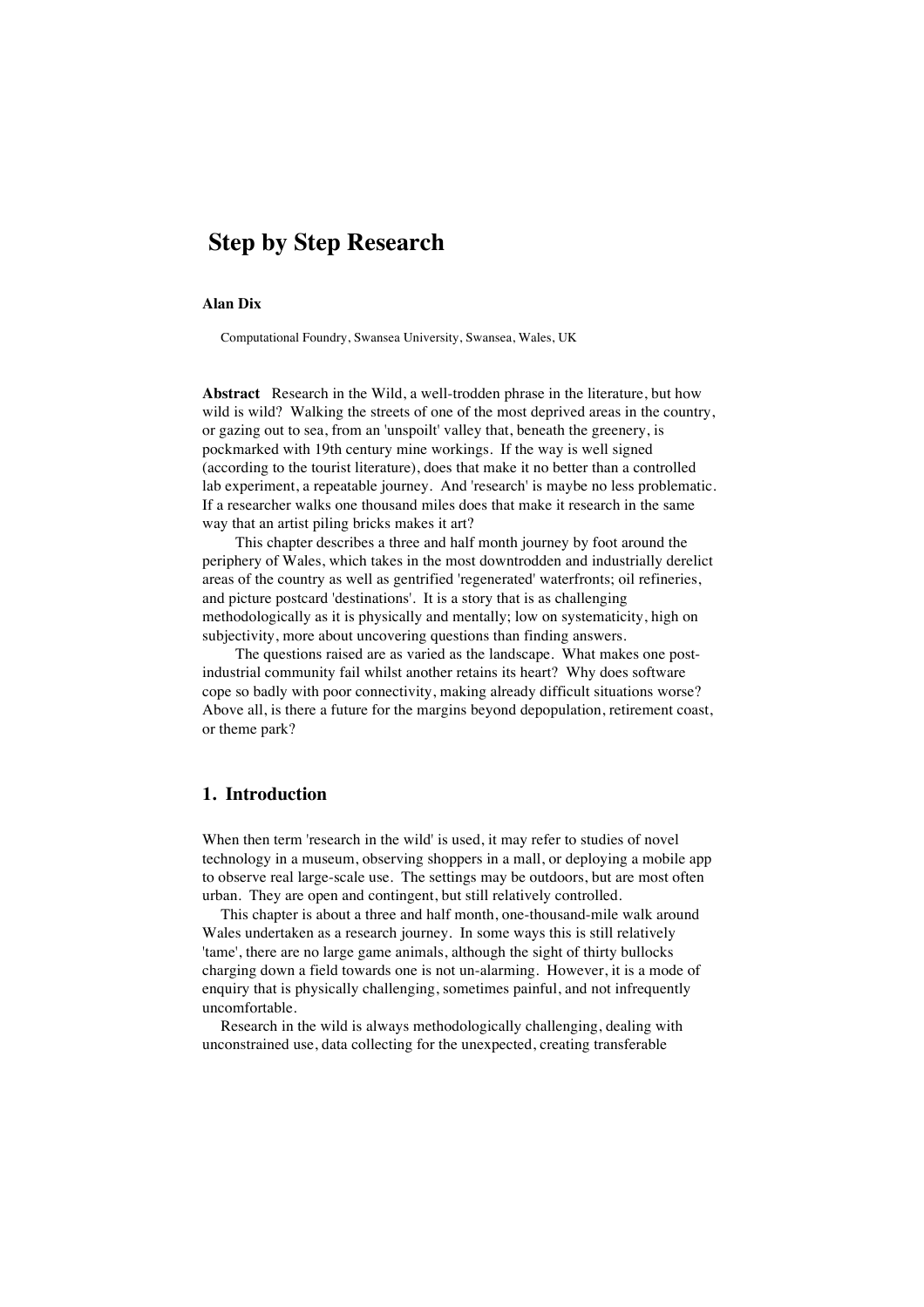# Step by Step Research

**Alan Dix**

Computational Foundry, Swansea University, Swansea, Wales, UK

**Abstract** Research in the Wild, a well-trodden phrase in the literature, but how wild is wild? Walking the streets of one of the most deprived areas in the country, or gazing out to sea, from an 'unspoilt' valley that, beneath the greenery, is pockmarked with 19th century mine workings. If the way is well signed (according to the tourist literature), does that make it no better than a controlled lab experiment, a repeatable journey. And 'research' is maybe no less problematic. If a researcher walks one thousand miles does that make it research in the same way that an artist piling bricks makes it art?

This chapter describes a three and half month journey by foot around the periphery of Wales, which takes in the most downtrodden and industrially derelict areas of the country as well as gentrified 'regenerated' waterfronts; oil refineries, and picture postcard 'destinations'. It is a story that is as challenging methodologically as it is physically and mentally; low on systematicity, high on subjectivity, more about uncovering questions than finding answers.

The questions raised are as varied as the landscape. What makes one post-industrial community fail whilst another retains its heart? Why does software cope so badly with poor connectivity, making already difficult situations worse? Above all, is there a future for the margins beyond depopulation, retirement coast, or theme park?

## 1. Introduction

When then term 'research in the wild' is used, it may refer to studies of novel technology in a museum, observing shoppers in a mall, or deploying a mobile app to observe real large-scale use. The settings may be outdoors, but are most often urban. They are open and contingent, but still relatively controlled.

This chapter is about a three and half month, one-thousand-mile walk around Wales undertaken as a research journey. In some ways this is still relatively 'tame', there are no large game animals, although the sight of thirty bullocks charging down a field towards one is not un-alarming. However, it is a mode of enquiry that is physically challenging, sometimes painful, and not infrequently uncomfortable.

Research in the wild is always methodologically challenging, dealing with unconstrained use, data collecting for the unexpected, creating transferable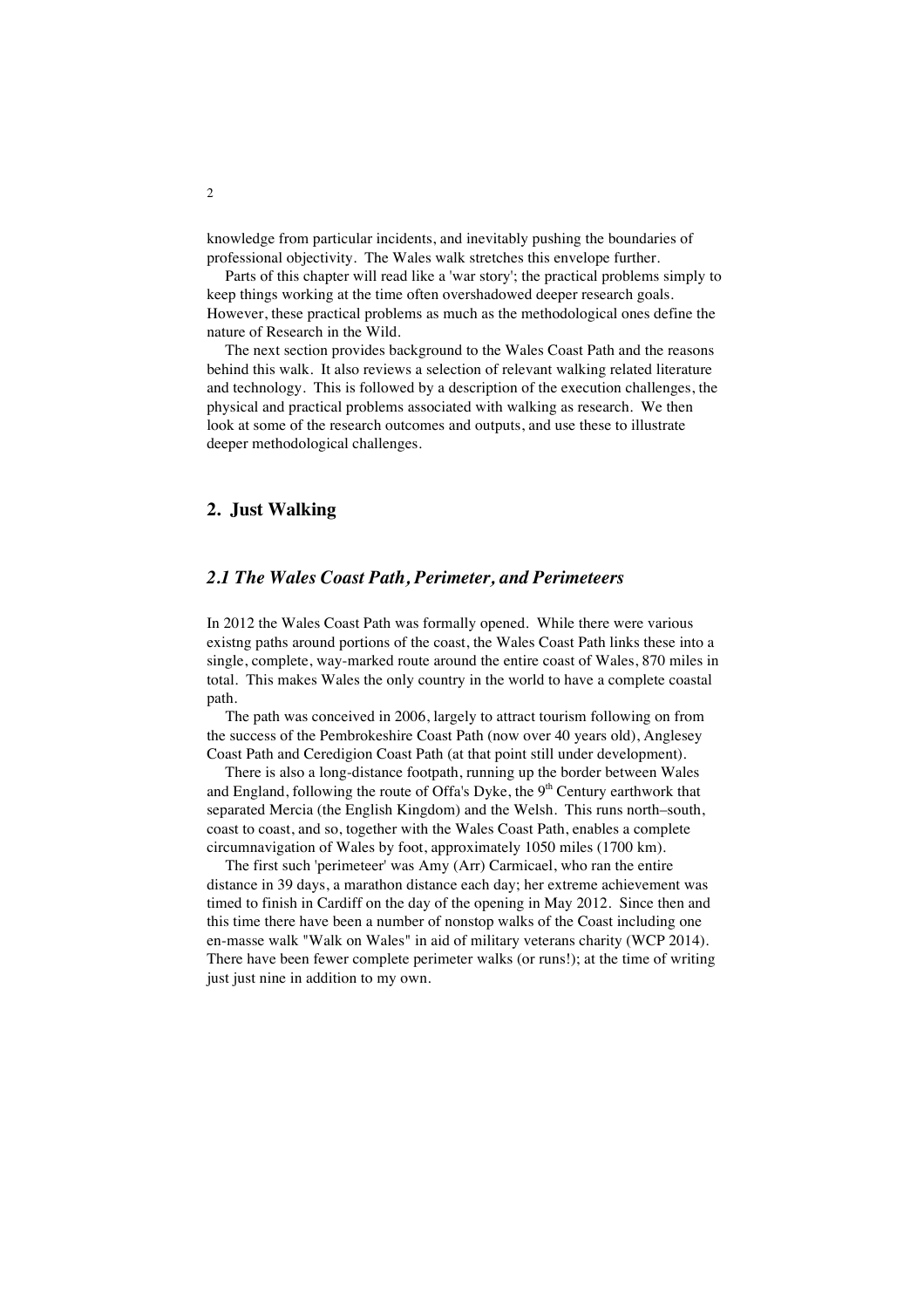knowledge from particular incidents, and inevitably pushing the boundaries of professional objectivity. The Wales walk stretches this envelope further.

Parts of this chapter will read like a 'war story'; the practical problems simply to keep things working at the time often overshadowed deeper research goals. However, these practical problems as much as the methodological ones define the nature of Research in the Wild.

The next section provides background to the Wales Coast Path and the reasons behind this walk. It also reviews a selection of relevant walking related literature and technology. This is followed by a description of the execution challenges, the physical and practical problems associated with walking as research. We then look at some of the research outcomes and outputs, and use these to illustrate deeper methodological challenges.

## 2. Just Walking

### *2.1 The Wales Coast Path, Perimeter, and Perimeteers*

In 2012 the Wales Coast Path was formally opened. While there were various existng paths around portions of the coast, the Wales Coast Path links these into a single, complete, way-marked route around the entire coast of Wales, 870 miles in total. This makes Wales the only country in the world to have a complete coastal path.

The path was conceived in 2006, largely to attract tourism following on from the success of the Pembrokeshire Coast Path (now over 40 years old), Anglesey Coast Path and Ceredigion Coast Path (at that point still under development).

There is also a long-distance footpath, running up the border between Wales and England, following the route of Offa's Dyke, the 9th Century earthwork that separated Mercia (the English Kingdom) and the Welsh. This runs north–south, coast to coast, and so, together with the Wales Coast Path, enables a complete circumnavigation of Wales by foot, approximately 1050 miles (1700 km).

The first such 'perimeteer' was Amy (Arr) Carmicael, who ran the entire distance in 39 days, a marathon distance each day; her extreme achievement was timed to finish in Cardiff on the day of the opening in May 2012. Since then and this time there have been a number of nonstop walks of the Coast including one en-masse walk "Walk on Wales" in aid of military veterans charity (WCP 2014). There have been fewer complete perimeter walks (or runs!); at the time of writing just just nine in addition to my own.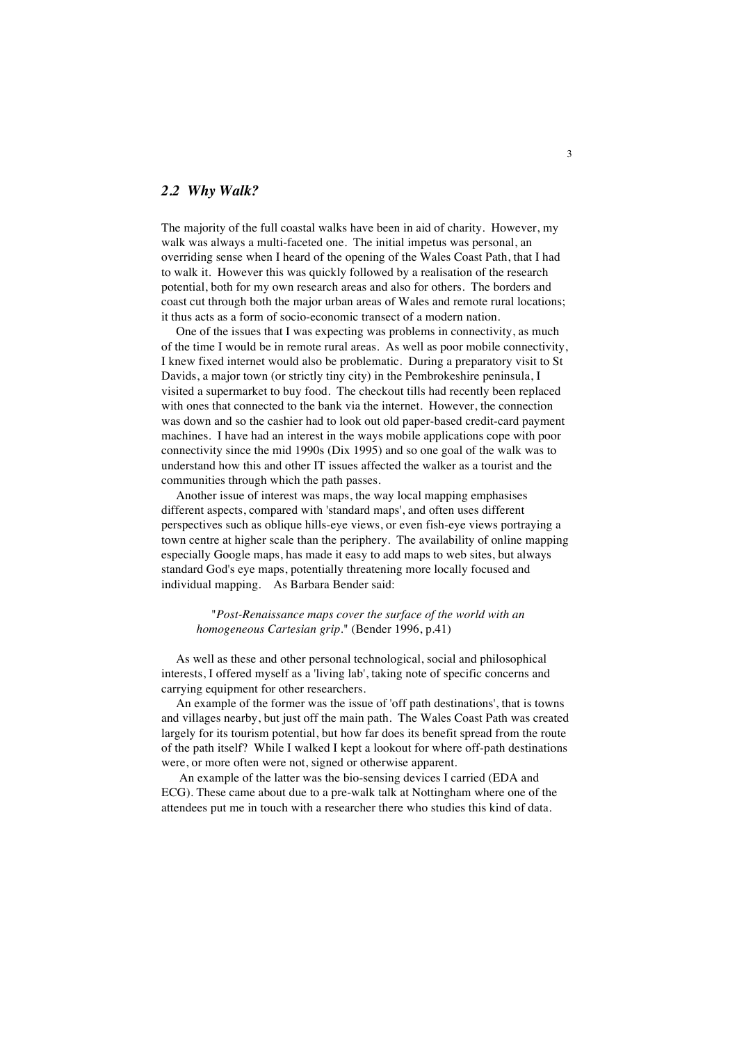## *2.2 Why Walk?*

The majority of the full coastal walks have been in aid of charity. However, my walk was always a multi-faceted one. The initial impetus was personal, an overriding sense when I heard of the opening of the Wales Coast Path, that I had to walk it. However this was quickly followed by a realisation of the research potential, both for my own research areas and also for others. The borders and coast cut through both the major urban areas of Wales and remote rural locations; it thus acts as a form of socio-economic transect of a modern nation.

One of the issues that I was expecting was problems in connectivity, as much of the time I would be in remote rural areas. As well as poor mobile connectivity, I knew fixed internet would also be problematic. During a preparatory visit to St Davids, a major town (or strictly tiny city) in the Pembrokeshire peninsula, I visited a supermarket to buy food. The checkout tills had recently been replaced with ones that connected to the bank via the internet. However, the connection was down and so the cashier had to look out old paper-based credit-card payment machines. I have had an interest in the ways mobile applications cope with poor connectivity since the mid 1990s (Dix 1995) and so one goal of the walk was to understand how this and other IT issues affected the walker as a tourist and the communities through which the path passes.

Another issue of interest was maps, the way local mapping emphasises different aspects, compared with 'standard maps', and often uses different perspectives such as oblique hills-eye views, or even fish-eye views portraying a town centre at higher scale than the periphery. The availability of online mapping especially Google maps, has made it easy to add maps to web sites, but always standard God's eye maps, potentially threatening more locally focused and individual mapping. As Barbara Bender said:

> "*Post-Renaissance maps cover the surface of the world with an homogeneous Cartesian grip*." (Bender 1996, p.41)

As well as these and other personal technological, social and philosophical interests, I offered myself as a 'living lab', taking note of specific concerns and carrying equipment for other researchers.

An example of the former was the issue of 'off path destinations', that is towns and villages nearby, but just off the main path. The Wales Coast Path was created largely for its tourism potential, but how far does its benefit spread from the route of the path itself? While I walked I kept a lookout for where off-path destinations were, or more often were not, signed or otherwise apparent.

An example of the latter was the bio-sensing devices I carried (EDA and ECG). These came about due to a pre-walk talk at Nottingham where one of the attendees put me in touch with a researcher there who studies this kind of data.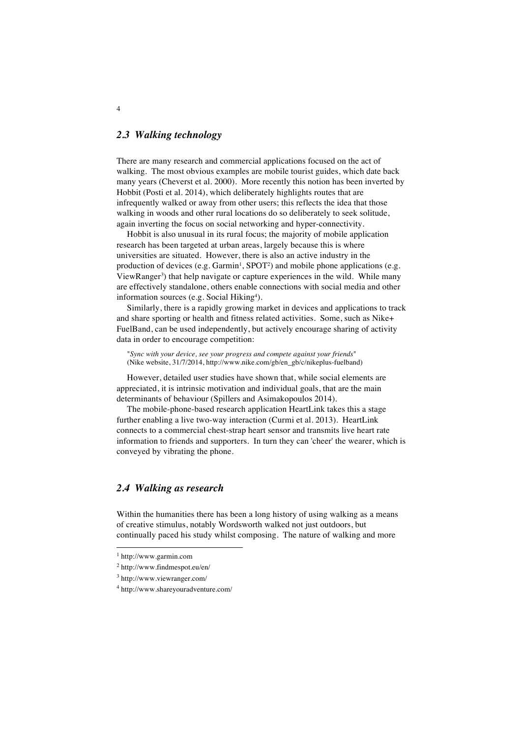## *2.3 Walking technology*

There are many research and commercial applications focused on the act of walking. The most obvious examples are mobile tourist guides, which date back many years (Cheverst et al. 2000). More recently this notion has been inverted by Hobbit (Posti et al. 2014), which deliberately highlights routes that are infrequently walked or away from other users; this reflects the idea that those walking in woods and other rural locations do so deliberately to seek solitude, again inverting the focus on social networking and hyper-connectivity.

Hobbit is also unusual in its rural focus; the majority of mobile application research has been targeted at urban areas, largely because this is where universities are situated. However, there is also an active industry in the production of devices (e.g. Garmin[1], SPOT[2]) and mobile phone applications (e.g. ViewRanger[3]) that help navigate or capture experiences in the wild. While many are effectively standalone, others enable connections with social media and other information sources (e.g. Social Hiking[4]).

Similarly, there is a rapidly growing market in devices and applications to track and share sporting or health and fitness related activities. Some, such as Nike+ FuelBand, can be used independently, but actively encourage sharing of activity data in order to encourage competition:

> "*Sync with your device, see your progress and compete against your friends*" (Nike website, 31/7/2014, http://www.nike.com/gb/en_gb/c/nikeplus-fuelband)

However, detailed user studies have shown that, while social elements are appreciated, it is intrinsic motivation and individual goals, that are the main determinants of behaviour (Spillers and Asimakopoulos 2014).

The mobile-phone-based research application HeartLink takes this a stage further enabling a live two-way interaction (Curmi et al. 2013). HeartLink connects to a commercial chest-strap heart sensor and transmits live heart rate information to friends and supporters. In turn they can 'cheer' the wearer, which is conveyed by vibrating the phone.

## *2.4 Walking as research*

Within the humanities there has been a long history of using walking as a means of creative stimulus, notably Wordsworth walked not just outdoors, but continually paced his study whilst composing. The nature of walking and more

---

[1] http://www.garmin.com

[2] http://www.findmespot.eu/en/

[3] http://www.viewranger.com/

[4] http://www.shareyouradventure.com/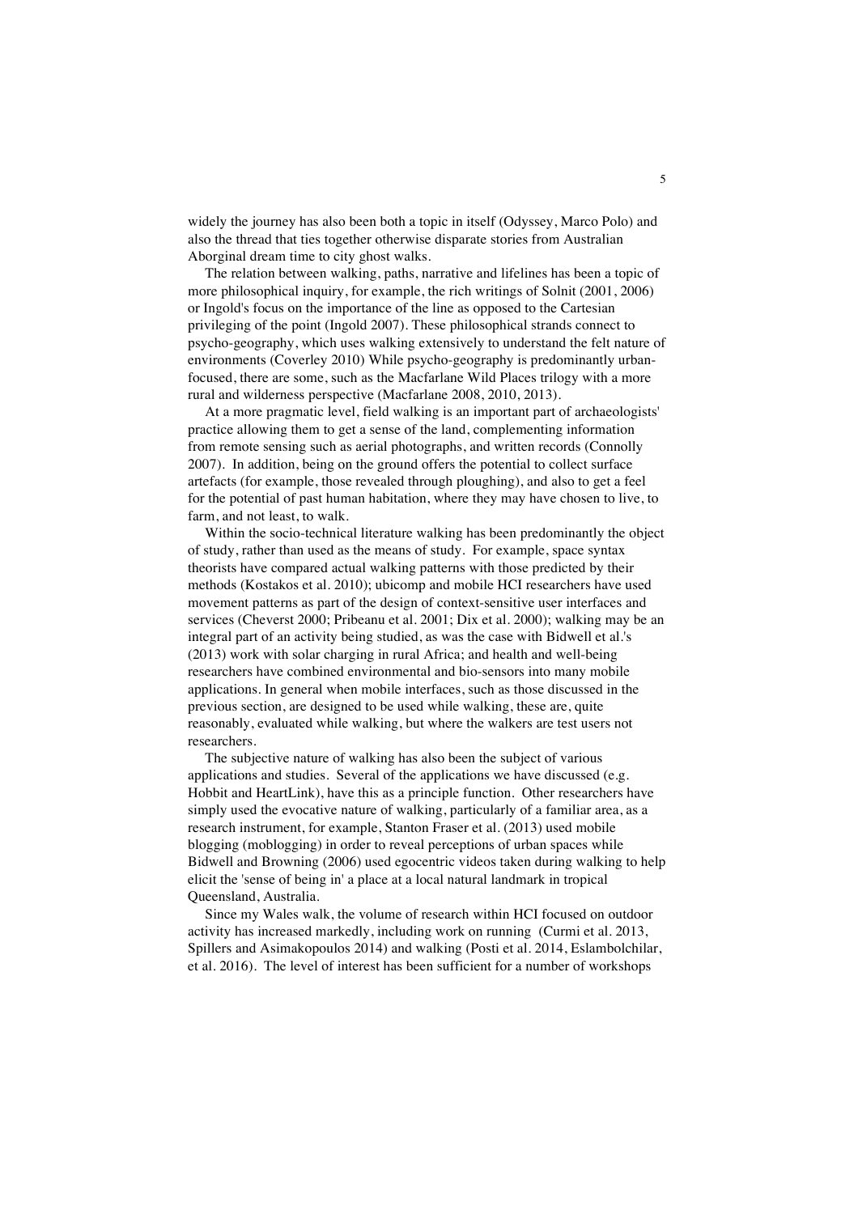widely the journey has also been both a topic in itself (Odyssey, Marco Polo) and also the thread that ties together otherwise disparate stories from Australian Aborginal dream time to city ghost walks.

The relation between walking, paths, narrative and lifelines has been a topic of more philosophical inquiry, for example, the rich writings of Solnit (2001, 2006) or Ingold's focus on the importance of the line as opposed to the Cartesian privileging of the point (Ingold 2007). These philosophical strands connect to psycho-geography, which uses walking extensively to understand the felt nature of environments (Coverley 2010) While psycho-geography is predominantly urban-focused, there are some, such as the Macfarlane Wild Places trilogy with a more rural and wilderness perspective (Macfarlane 2008, 2010, 2013).

At a more pragmatic level, field walking is an important part of archaeologists' practice allowing them to get a sense of the land, complementing information from remote sensing such as aerial photographs, and written records (Connolly 2007). In addition, being on the ground offers the potential to collect surface artefacts (for example, those revealed through ploughing), and also to get a feel for the potential of past human habitation, where they may have chosen to live, to farm, and not least, to walk.

Within the socio-technical literature walking has been predominantly the object of study, rather than used as the means of study. For example, space syntax theorists have compared actual walking patterns with those predicted by their methods (Kostakos et al. 2010); ubicomp and mobile HCI researchers have used movement patterns as part of the design of context-sensitive user interfaces and services (Cheverst 2000; Pribeanu et al. 2001; Dix et al. 2000); walking may be an integral part of an activity being studied, as was the case with Bidwell et al.'s (2013) work with solar charging in rural Africa; and health and well-being researchers have combined environmental and bio-sensors into many mobile applications. In general when mobile interfaces, such as those discussed in the previous section, are designed to be used while walking, these are, quite reasonably, evaluated while walking, but where the walkers are test users not researchers.

The subjective nature of walking has also been the subject of various applications and studies. Several of the applications we have discussed (e.g. Hobbit and HeartLink), have this as a principle function. Other researchers have simply used the evocative nature of walking, particularly of a familiar area, as a research instrument, for example, Stanton Fraser et al. (2013) used mobile blogging (moblogging) in order to reveal perceptions of urban spaces while Bidwell and Browning (2006) used egocentric videos taken during walking to help elicit the 'sense of being in' a place at a local natural landmark in tropical Queensland, Australia.

Since my Wales walk, the volume of research within HCI focused on outdoor activity has increased markedly, including work on running (Curmi et al. 2013, Spillers and Asimakopoulos 2014) and walking (Posti et al. 2014, Eslambolchilar, et al. 2016). The level of interest has been sufficient for a number of workshops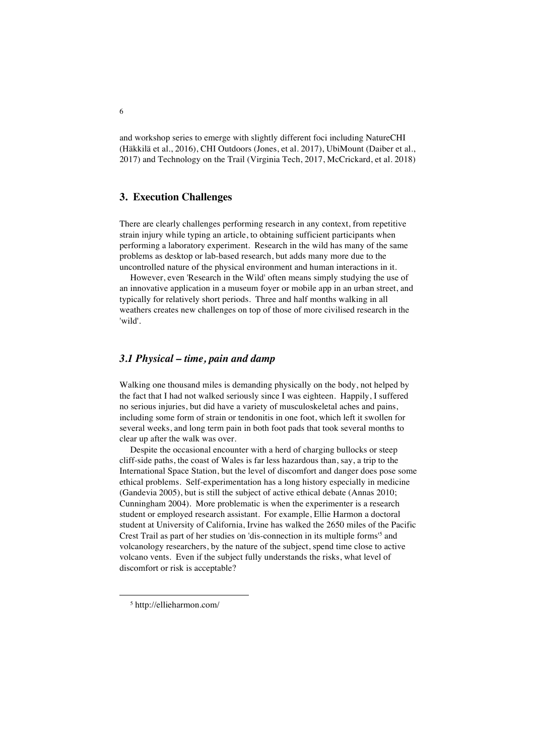and workshop series to emerge with slightly different foci including NatureCHI (Häkkilä et al., 2016), CHI Outdoors (Jones, et al. 2017), UbiMount (Daiber et al., 2017) and Technology on the Trail (Virginia Tech, 2017, McCrickard, et al. 2018)

## 3. Execution Challenges

There are clearly challenges performing research in any context, from repetitive strain injury while typing an article, to obtaining sufficient participants when performing a laboratory experiment. Research in the wild has many of the same problems as desktop or lab-based research, but adds many more due to the uncontrolled nature of the physical environment and human interactions in it.

However, even 'Research in the Wild' often means simply studying the use of an innovative application in a museum foyer or mobile app in an urban street, and typically for relatively short periods. Three and half months walking in all weathers creates new challenges on top of those of more civilised research in the 'wild'.

### *3.1 Physical – time, pain and damp*

Walking one thousand miles is demanding physically on the body, not helped by the fact that I had not walked seriously since I was eighteen. Happily, I suffered no serious injuries, but did have a variety of musculoskeletal aches and pains, including some form of strain or tendonitis in one foot, which left it swollen for several weeks, and long term pain in both foot pads that took several months to clear up after the walk was over.

Despite the occasional encounter with a herd of charging bullocks or steep cliff-side paths, the coast of Wales is far less hazardous than, say, a trip to the International Space Station, but the level of discomfort and danger does pose some ethical problems. Self-experimentation has a long history especially in medicine (Gandevia 2005), but is still the subject of active ethical debate (Annas 2010; Cunningham 2004). More problematic is when the experimenter is a research student or employed research assistant. For example, Ellie Harmon a doctoral student at University of California, Irvine has walked the 2650 miles of the Pacific Crest Trail as part of her studies on 'dis-connection in its multiple forms'[5] and volcanology researchers, by the nature of the subject, spend time close to active volcano vents. Even if the subject fully understands the risks, what level of discomfort or risk is acceptable?

[5] http://ellieharmon.com/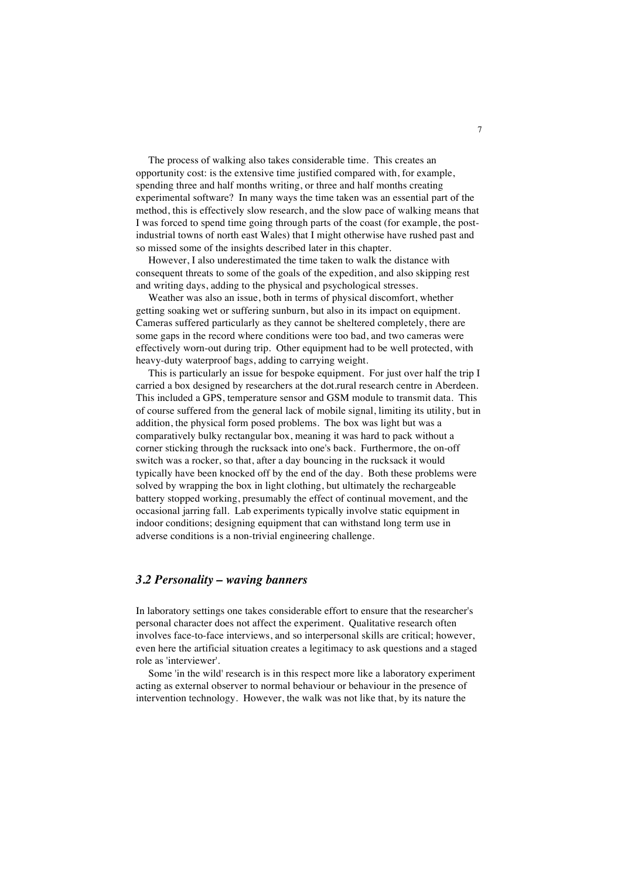The process of walking also takes considerable time. This creates an opportunity cost: is the extensive time justified compared with, for example, spending three and half months writing, or three and half months creating experimental software? In many ways the time taken was an essential part of the method, this is effectively slow research, and the slow pace of walking means that I was forced to spend time going through parts of the coast (for example, the post-industrial towns of north east Wales) that I might otherwise have rushed past and so missed some of the insights described later in this chapter.

However, I also underestimated the time taken to walk the distance with consequent threats to some of the goals of the expedition, and also skipping rest and writing days, adding to the physical and psychological stresses.

Weather was also an issue, both in terms of physical discomfort, whether getting soaking wet or suffering sunburn, but also in its impact on equipment. Cameras suffered particularly as they cannot be sheltered completely, there are some gaps in the record where conditions were too bad, and two cameras were effectively worn-out during trip. Other equipment had to be well protected, with heavy-duty waterproof bags, adding to carrying weight.

This is particularly an issue for bespoke equipment. For just over half the trip I carried a box designed by researchers at the dot.rural research centre in Aberdeen. This included a GPS, temperature sensor and GSM module to transmit data. This of course suffered from the general lack of mobile signal, limiting its utility, but in addition, the physical form posed problems. The box was light but was a comparatively bulky rectangular box, meaning it was hard to pack without a corner sticking through the rucksack into one's back. Furthermore, the on-off switch was a rocker, so that, after a day bouncing in the rucksack it would typically have been knocked off by the end of the day. Both these problems were solved by wrapping the box in light clothing, but ultimately the rechargeable battery stopped working, presumably the effect of continual movement, and the occasional jarring fall. Lab experiments typically involve static equipment in indoor conditions; designing equipment that can withstand long term use in adverse conditions is a non-trivial engineering challenge.

### *3.2 Personality – waving banners*

In laboratory settings one takes considerable effort to ensure that the researcher's personal character does not affect the experiment. Qualitative research often involves face-to-face interviews, and so interpersonal skills are critical; however, even here the artificial situation creates a legitimacy to ask questions and a staged role as 'interviewer'.

Some 'in the wild' research is in this respect more like a laboratory experiment acting as external observer to normal behaviour or behaviour in the presence of intervention technology. However, the walk was not like that, by its nature the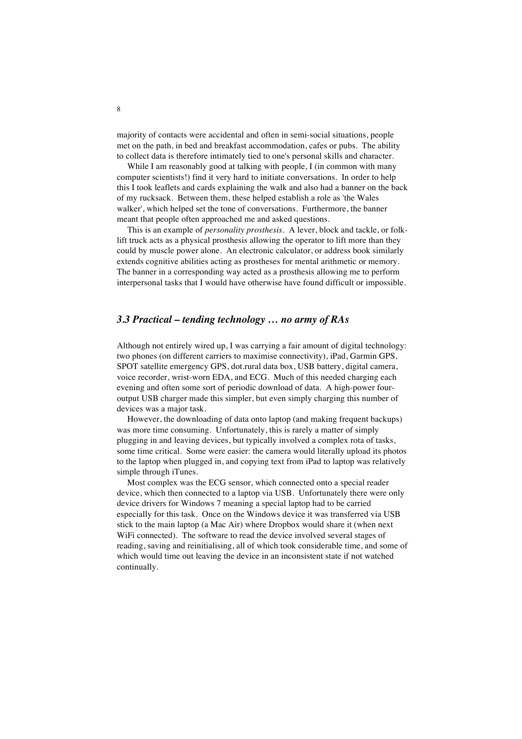majority of contacts were accidental and often in semi-social situations, people met on the path, in bed and breakfast accommodation, cafes or pubs. The ability to collect data is therefore intimately tied to one's personal skills and character.

While I am reasonably good at talking with people, I (in common with many computer scientists!) find it very hard to initiate conversations. In order to help this I took leaflets and cards explaining the walk and also had a banner on the back of my rucksack. Between them, these helped establish a role as 'the Wales walker', which helped set the tone of conversations. Furthermore, the banner meant that people often approached me and asked questions.

This is an example of *personality prosthesis*. A lever, block and tackle, or folk-lift truck acts as a physical prosthesis allowing the operator to lift more than they could by muscle power alone. An electronic calculator, or address book similarly extends cognitive abilities acting as prostheses for mental arithmetic or memory. The banner in a corresponding way acted as a prosthesis allowing me to perform interpersonal tasks that I would have otherwise have found difficult or impossible.

### *3.3 Practical – tending technology … no army of RAs*

Although not entirely wired up, I was carrying a fair amount of digital technology: two phones (on different carriers to maximise connectivity), iPad, Garmin GPS, SPOT satellite emergency GPS, dot.rural data box, USB battery, digital camera, voice recorder, wrist-worn EDA, and ECG. Much of this needed charging each evening and often some sort of periodic download of data. A high-power four-output USB charger made this simpler, but even simply charging this number of devices was a major task.

However, the downloading of data onto laptop (and making frequent backups) was more time consuming. Unfortunately, this is rarely a matter of simply plugging in and leaving devices, but typically involved a complex rota of tasks, some time critical. Some were easier: the camera would literally upload its photos to the laptop when plugged in, and copying text from iPad to laptop was relatively simple through iTunes.

Most complex was the ECG sensor, which connected onto a special reader device, which then connected to a laptop via USB. Unfortunately there were only device drivers for Windows 7 meaning a special laptop had to be carried especially for this task. Once on the Windows device it was transferred via USB stick to the main laptop (a Mac Air) where Dropbox would share it (when next WiFi connected). The software to read the device involved several stages of reading, saving and reinitialising, all of which took considerable time, and some of which would time out leaving the device in an inconsistent state if not watched continually.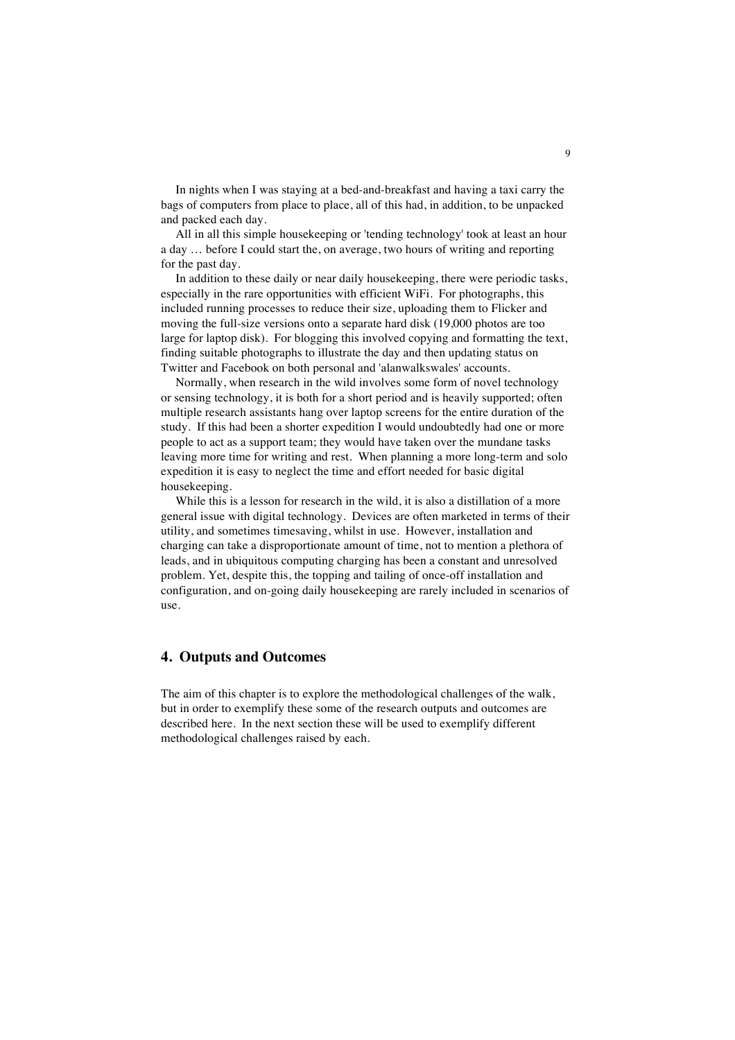In nights when I was staying at a bed-and-breakfast and having a taxi carry the bags of computers from place to place, all of this had, in addition, to be unpacked and packed each day.

All in all this simple housekeeping or 'tending technology' took at least an hour a day … before I could start the, on average, two hours of writing and reporting for the past day.

In addition to these daily or near daily housekeeping, there were periodic tasks, especially in the rare opportunities with efficient WiFi. For photographs, this included running processes to reduce their size, uploading them to Flicker and moving the full-size versions onto a separate hard disk (19,000 photos are too large for laptop disk). For blogging this involved copying and formatting the text, finding suitable photographs to illustrate the day and then updating status on Twitter and Facebook on both personal and 'alanwalkswales' accounts.

Normally, when research in the wild involves some form of novel technology or sensing technology, it is both for a short period and is heavily supported; often multiple research assistants hang over laptop screens for the entire duration of the study. If this had been a shorter expedition I would undoubtedly had one or more people to act as a support team; they would have taken over the mundane tasks leaving more time for writing and rest. When planning a more long-term and solo expedition it is easy to neglect the time and effort needed for basic digital housekeeping.

While this is a lesson for research in the wild, it is also a distillation of a more general issue with digital technology. Devices are often marketed in terms of their utility, and sometimes timesaving, whilst in use. However, installation and charging can take a disproportionate amount of time, not to mention a plethora of leads, and in ubiquitous computing charging has been a constant and unresolved problem. Yet, despite this, the topping and tailing of once-off installation and configuration, and on-going daily housekeeping are rarely included in scenarios of use.

## 4. Outputs and Outcomes

The aim of this chapter is to explore the methodological challenges of the walk, but in order to exemplify these some of the research outputs and outcomes are described here. In the next section these will be used to exemplify different methodological challenges raised by each.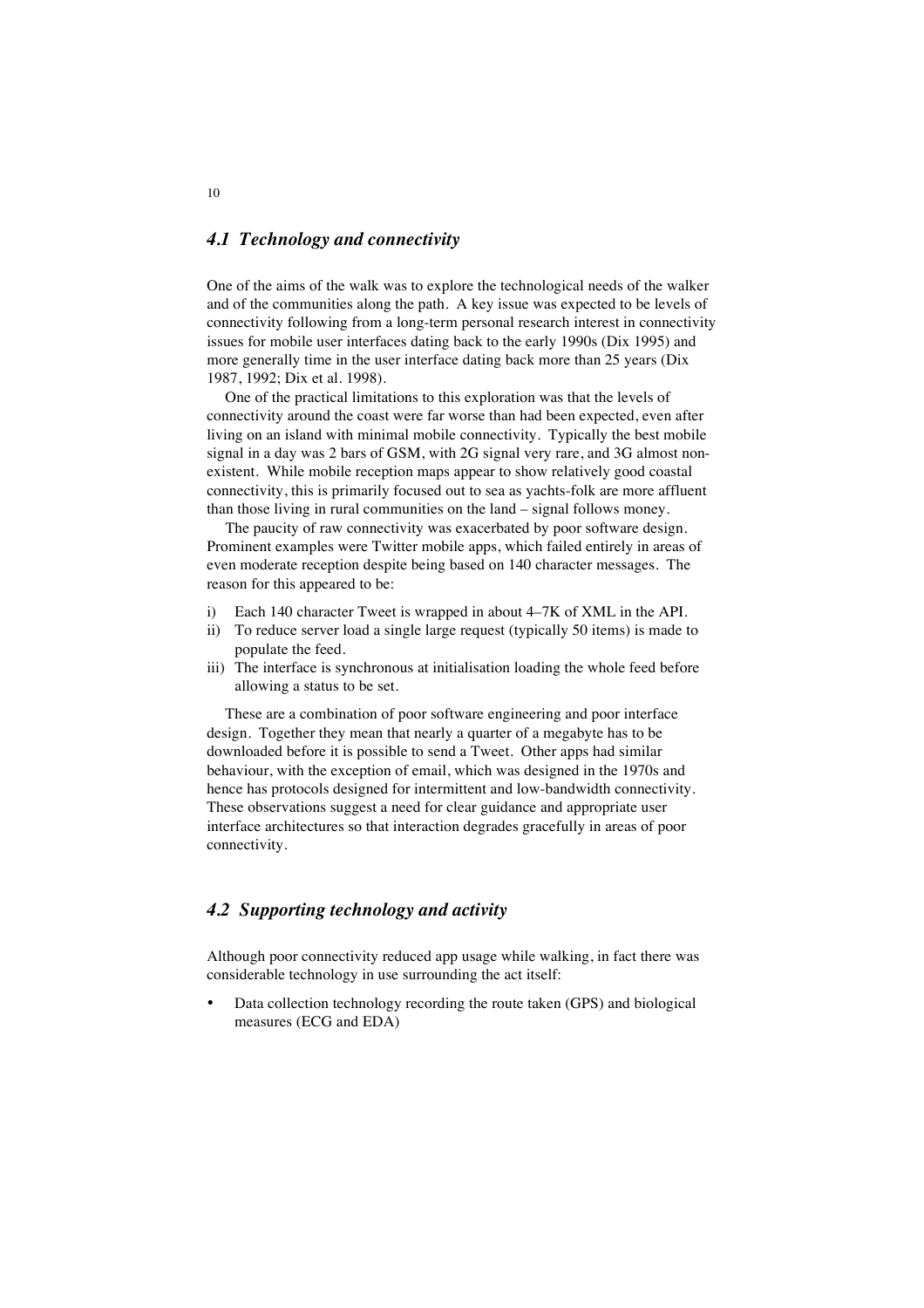### *4.1 Technology and connectivity*

One of the aims of the walk was to explore the technological needs of the walker and of the communities along the path. A key issue was expected to be levels of connectivity following from a long-term personal research interest in connectivity issues for mobile user interfaces dating back to the early 1990s (Dix 1995) and more generally time in the user interface dating back more than 25 years (Dix 1987, 1992; Dix et al. 1998).

One of the practical limitations to this exploration was that the levels of connectivity around the coast were far worse than had been expected, even after living on an island with minimal mobile connectivity. Typically the best mobile signal in a day was 2 bars of GSM, with 2G signal very rare, and 3G almost non-existent. While mobile reception maps appear to show relatively good coastal connectivity, this is primarily focused out to sea as yachts-folk are more affluent than those living in rural communities on the land – signal follows money.

The paucity of raw connectivity was exacerbated by poor software design. Prominent examples were Twitter mobile apps, which failed entirely in areas of even moderate reception despite being based on 140 character messages. The reason for this appeared to be:

i) Each 140 character Tweet is wrapped in about 4–7K of XML in the API.
ii) To reduce server load a single large request (typically 50 items) is made to populate the feed.
iii) The interface is synchronous at initialisation loading the whole feed before allowing a status to be set.

These are a combination of poor software engineering and poor interface design. Together they mean that nearly a quarter of a megabyte has to be downloaded before it is possible to send a Tweet. Other apps had similar behaviour, with the exception of email, which was designed in the 1970s and hence has protocols designed for intermittent and low-bandwidth connectivity. These observations suggest a need for clear guidance and appropriate user interface architectures so that interaction degrades gracefully in areas of poor connectivity.

### *4.2 Supporting technology and activity*

Although poor connectivity reduced app usage while walking, in fact there was considerable technology in use surrounding the act itself:

- Data collection technology recording the route taken (GPS) and biological measures (ECG and EDA)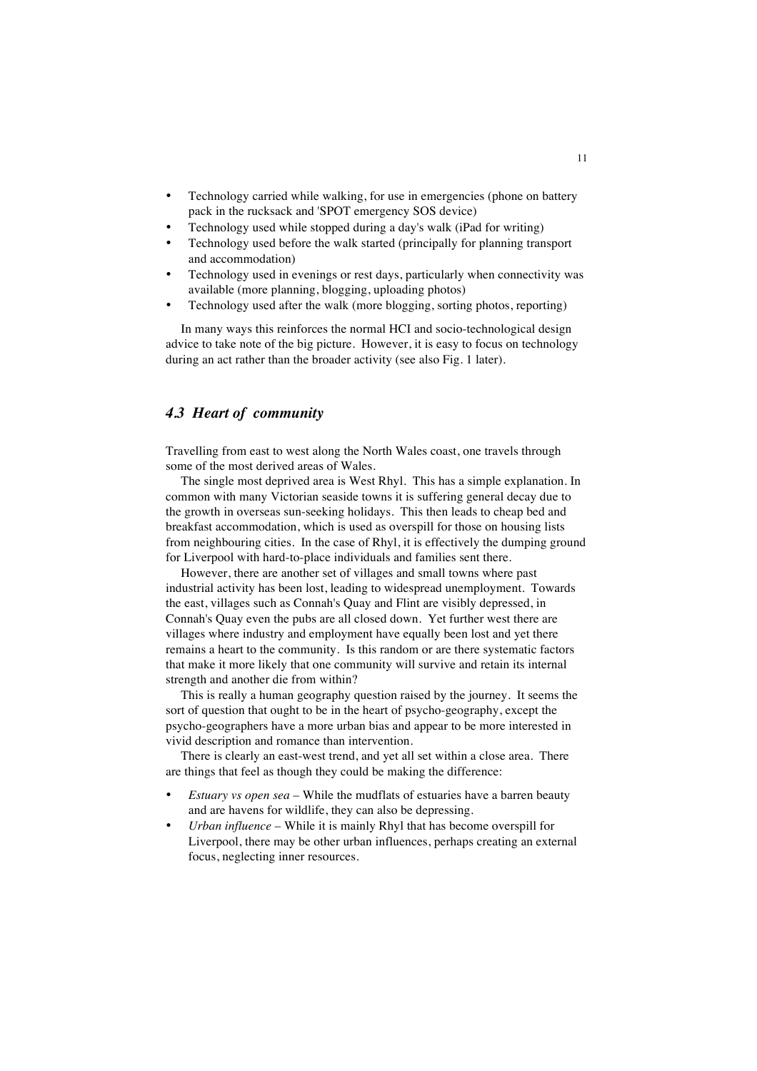- Technology carried while walking, for use in emergencies (phone on battery pack in the rucksack and 'SPOT emergency SOS device)
- Technology used while stopped during a day's walk (iPad for writing)
- Technology used before the walk started (principally for planning transport and accommodation)
- Technology used in evenings or rest days, particularly when connectivity was available (more planning, blogging, uploading photos)
- Technology used after the walk (more blogging, sorting photos, reporting)

In many ways this reinforces the normal HCI and socio-technological design advice to take note of the big picture. However, it is easy to focus on technology during an act rather than the broader activity (see also Fig. 1 later).

### *4.3 Heart of community*

Travelling from east to west along the North Wales coast, one travels through some of the most derived areas of Wales.

The single most deprived area is West Rhyl. This has a simple explanation. In common with many Victorian seaside towns it is suffering general decay due to the growth in overseas sun-seeking holidays. This then leads to cheap bed and breakfast accommodation, which is used as overspill for those on housing lists from neighbouring cities. In the case of Rhyl, it is effectively the dumping ground for Liverpool with hard-to-place individuals and families sent there.

However, there are another set of villages and small towns where past industrial activity has been lost, leading to widespread unemployment. Towards the east, villages such as Connah's Quay and Flint are visibly depressed, in Connah's Quay even the pubs are all closed down. Yet further west there are villages where industry and employment have equally been lost and yet there remains a heart to the community. Is this random or are there systematic factors that make it more likely that one community will survive and retain its internal strength and another die from within?

This is really a human geography question raised by the journey. It seems the sort of question that ought to be in the heart of psycho-geography, except the psycho-geographers have a more urban bias and appear to be more interested in vivid description and romance than intervention.

There is clearly an east-west trend, and yet all set within a close area. There are things that feel as though they could be making the difference:

- *Estuary vs open sea* – While the mudflats of estuaries have a barren beauty and are havens for wildlife, they can also be depressing.
- *Urban influence* – While it is mainly Rhyl that has become overspill for Liverpool, there may be other urban influences, perhaps creating an external focus, neglecting inner resources.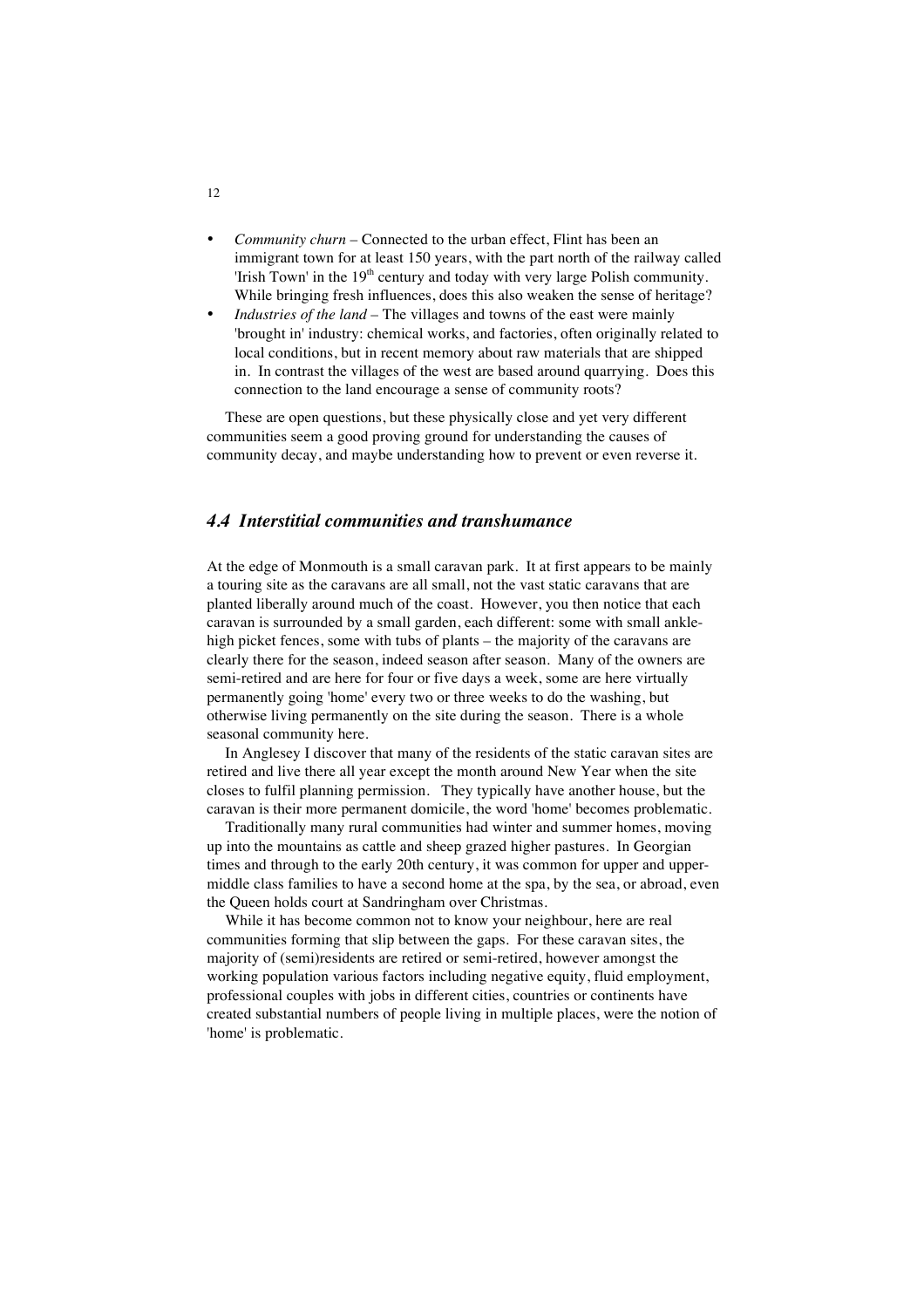- *Community churn* – Connected to the urban effect, Flint has been an immigrant town for at least 150 years, with the part north of the railway called 'Irish Town' in the 19th century and today with very large Polish community. While bringing fresh influences, does this also weaken the sense of heritage?
- *Industries of the land* – The villages and towns of the east were mainly 'brought in' industry: chemical works, and factories, often originally related to local conditions, but in recent memory about raw materials that are shipped in. In contrast the villages of the west are based around quarrying. Does this connection to the land encourage a sense of community roots?

These are open questions, but these physically close and yet very different communities seem a good proving ground for understanding the causes of community decay, and maybe understanding how to prevent or even reverse it.

### *4.4 Interstitial communities and transhumance*

At the edge of Monmouth is a small caravan park. It at first appears to be mainly a touring site as the caravans are all small, not the vast static caravans that are planted liberally around much of the coast. However, you then notice that each caravan is surrounded by a small garden, each different: some with small ankle-high picket fences, some with tubs of plants – the majority of the caravans are clearly there for the season, indeed season after season. Many of the owners are semi-retired and are here for four or five days a week, some are here virtually permanently going 'home' every two or three weeks to do the washing, but otherwise living permanently on the site during the season. There is a whole seasonal community here.

In Anglesey I discover that many of the residents of the static caravan sites are retired and live there all year except the month around New Year when the site closes to fulfil planning permission. They typically have another house, but the caravan is their more permanent domicile, the word 'home' becomes problematic.

Traditionally many rural communities had winter and summer homes, moving up into the mountains as cattle and sheep grazed higher pastures. In Georgian times and through to the early 20th century, it was common for upper and upper-middle class families to have a second home at the spa, by the sea, or abroad, even the Queen holds court at Sandringham over Christmas.

While it has become common not to know your neighbour, here are real communities forming that slip between the gaps. For these caravan sites, the majority of (semi)residents are retired or semi-retired, however amongst the working population various factors including negative equity, fluid employment, professional couples with jobs in different cities, countries or continents have created substantial numbers of people living in multiple places, were the notion of 'home' is problematic.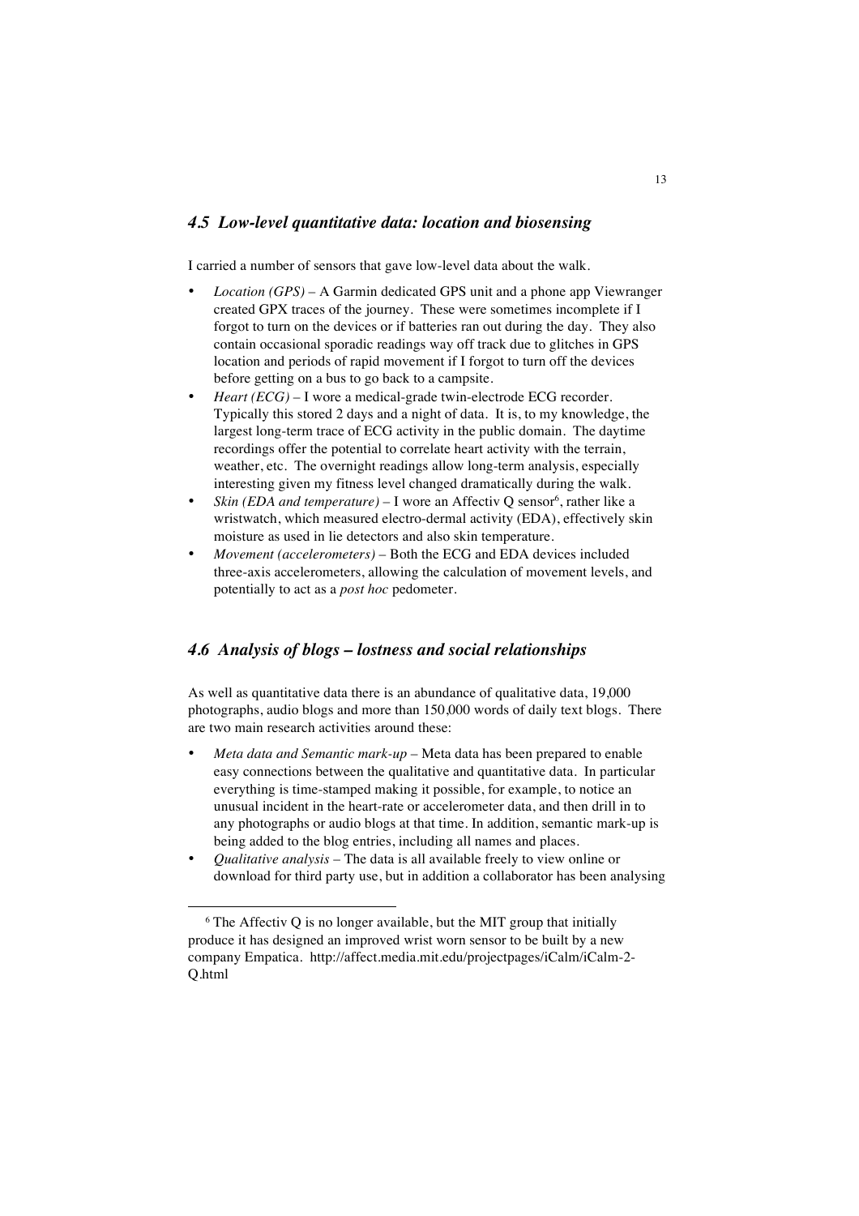## *4.5 Low-level quantitative data: location and biosensing*

I carried a number of sensors that gave low-level data about the walk.

- *Location (GPS)* – A Garmin dedicated GPS unit and a phone app Viewranger created GPX traces of the journey. These were sometimes incomplete if I forgot to turn on the devices or if batteries ran out during the day. They also contain occasional sporadic readings way off track due to glitches in GPS location and periods of rapid movement if I forgot to turn off the devices before getting on a bus to go back to a campsite.
- *Heart (ECG)* – I wore a medical-grade twin-electrode ECG recorder. Typically this stored 2 days and a night of data. It is, to my knowledge, the largest long-term trace of ECG activity in the public domain. The daytime recordings offer the potential to correlate heart activity with the terrain, weather, etc. The overnight readings allow long-term analysis, especially interesting given my fitness level changed dramatically during the walk.
- *Skin (EDA and temperature)* – I wore an Affectiv Q sensor[6], rather like a wristwatch, which measured electro-dermal activity (EDA), effectively skin moisture as used in lie detectors and also skin temperature.
- *Movement (accelerometers)* – Both the ECG and EDA devices included three-axis accelerometers, allowing the calculation of movement levels, and potentially to act as a *post hoc* pedometer.

## *4.6 Analysis of blogs – lostness and social relationships*

As well as quantitative data there is an abundance of qualitative data, 19,000 photographs, audio blogs and more than 150,000 words of daily text blogs. There are two main research activities around these:

- *Meta data and Semantic mark-up* – Meta data has been prepared to enable easy connections between the qualitative and quantitative data. In particular everything is time-stamped making it possible, for example, to notice an unusual incident in the heart-rate or accelerometer data, and then drill in to any photographs or audio blogs at that time. In addition, semantic mark-up is being added to the blog entries, including all names and places.
- *Qualitative analysis* – The data is all available freely to view online or download for third party use, but in addition a collaborator has been analysing

[6] The Affectiv Q is no longer available, but the MIT group that initially produce it has designed an improved wrist worn sensor to be built by a new company Empatica. http://affect.media.mit.edu/projectpages/iCalm/iCalm-2-Q.html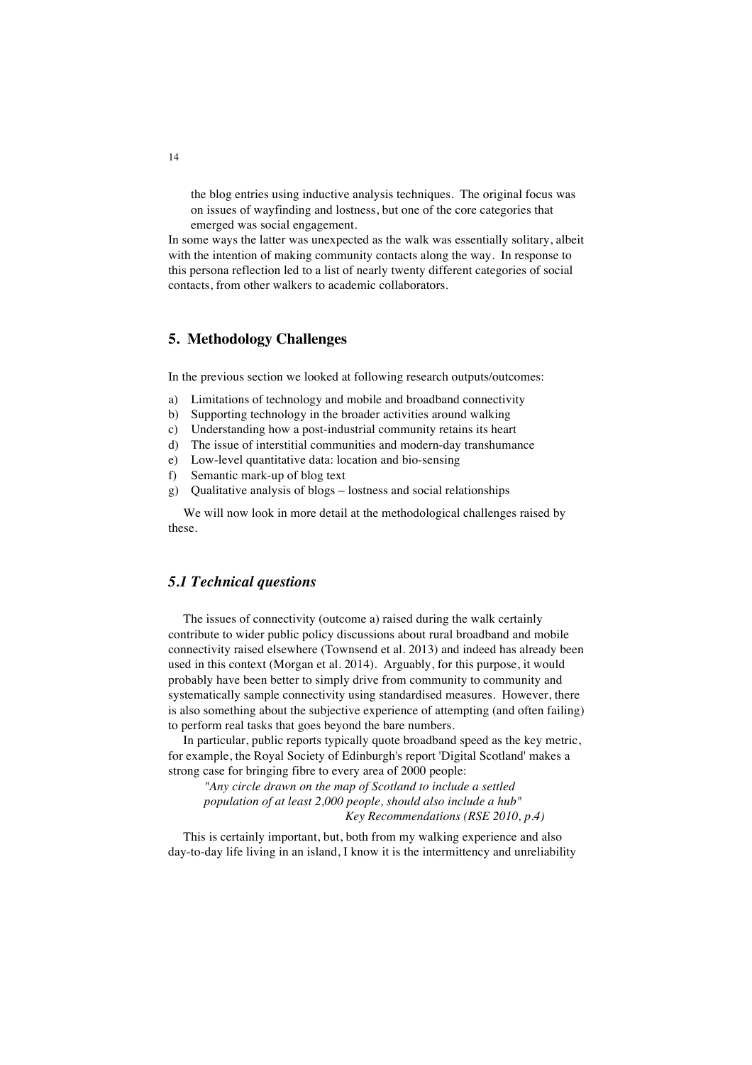the blog entries using inductive analysis techniques. The original focus was on issues of wayfinding and lostness, but one of the core categories that emerged was social engagement.

In some ways the latter was unexpected as the walk was essentially solitary, albeit with the intention of making community contacts along the way. In response to this persona reflection led to a list of nearly twenty different categories of social contacts, from other walkers to academic collaborators.

## 5. Methodology Challenges

In the previous section we looked at following research outputs/outcomes:

a) Limitations of technology and mobile and broadband connectivity
b) Supporting technology in the broader activities around walking
c) Understanding how a post-industrial community retains its heart
d) The issue of interstitial communities and modern-day transhumance
e) Low-level quantitative data: location and bio-sensing
f) Semantic mark-up of blog text
g) Qualitative analysis of blogs – lostness and social relationships

We will now look in more detail at the methodological challenges raised by these.

### *5.1 Technical questions*

The issues of connectivity (outcome a) raised during the walk certainly contribute to wider public policy discussions about rural broadband and mobile connectivity raised elsewhere (Townsend et al. 2013) and indeed has already been used in this context (Morgan et al. 2014). Arguably, for this purpose, it would probably have been better to simply drive from community to community and systematically sample connectivity using standardised measures. However, there is also something about the subjective experience of attempting (and often failing) to perform real tasks that goes beyond the bare numbers.

In particular, public reports typically quote broadband speed as the key metric, for example, the Royal Society of Edinburgh's report 'Digital Scotland' makes a strong case for bringing fibre to every area of 2000 people:

> *"Any circle drawn on the map of Scotland to include a settled population of at least 2,000 people, should also include a hub"*
> *Key Recommendations (RSE 2010, p.4)*

This is certainly important, but, both from my walking experience and also day-to-day life living in an island, I know it is the intermittency and unreliability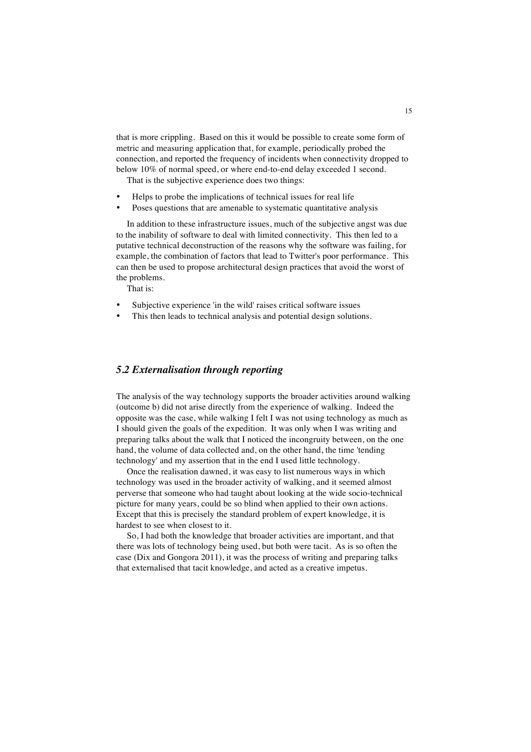that is more crippling. Based on this it would be possible to create some form of metric and measuring application that, for example, periodically probed the connection, and reported the frequency of incidents when connectivity dropped to below 10% of normal speed, or where end-to-end delay exceeded 1 second.

That is the subjective experience does two things:

- Helps to probe the implications of technical issues for real life
- Poses questions that are amenable to systematic quantitative analysis

In addition to these infrastructure issues, much of the subjective angst was due to the inability of software to deal with limited connectivity. This then led to a putative technical deconstruction of the reasons why the software was failing, for example, the combination of factors that lead to Twitter's poor performance. This can then be used to propose architectural design practices that avoid the worst of the problems.

That is:

- Subjective experience 'in the wild' raises critical software issues
- This then leads to technical analysis and potential design solutions.

## *5.2 Externalisation through reporting*

The analysis of the way technology supports the broader activities around walking (outcome b) did not arise directly from the experience of walking. Indeed the opposite was the case, while walking I felt I was not using technology as much as I should given the goals of the expedition. It was only when I was writing and preparing talks about the walk that I noticed the incongruity between, on the one hand, the volume of data collected and, on the other hand, the time 'tending technology' and my assertion that in the end I used little technology.

Once the realisation dawned, it was easy to list numerous ways in which technology was used in the broader activity of walking, and it seemed almost perverse that someone who had taught about looking at the wide socio-technical picture for many years, could be so blind when applied to their own actions. Except that this is precisely the standard problem of expert knowledge, it is hardest to see when closest to it.

So, I had both the knowledge that broader activities are important, and that there was lots of technology being used, but both were tacit. As is so often the case (Dix and Gongora 2011), it was the process of writing and preparing talks that externalised that tacit knowledge, and acted as a creative impetus.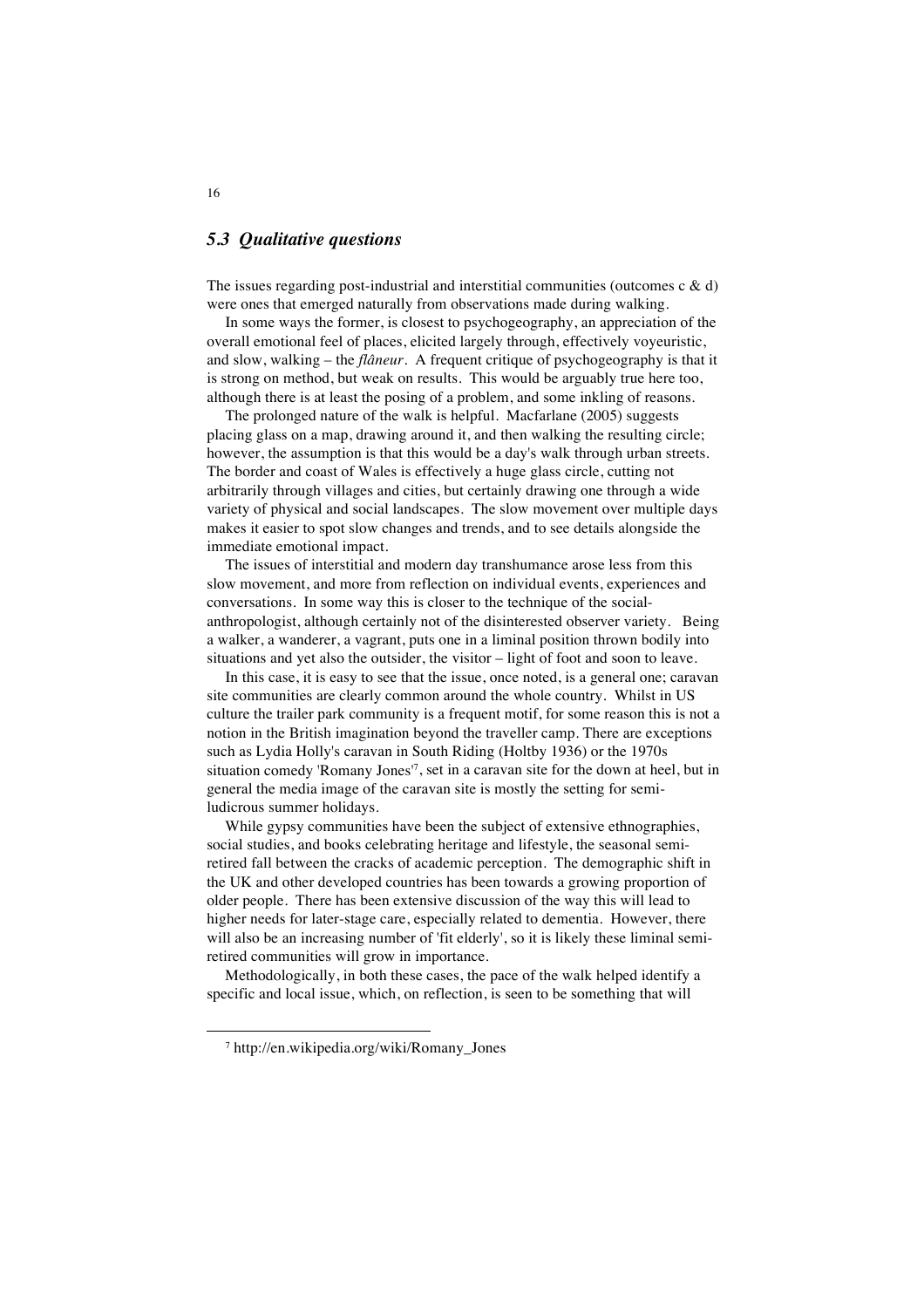### *5.3 Qualitative questions*

The issues regarding post-industrial and interstitial communities (outcomes c & d) were ones that emerged naturally from observations made during walking.

In some ways the former, is closest to psychogeography, an appreciation of the overall emotional feel of places, elicited largely through, effectively voyeuristic, and slow, walking – the *flâneur*. A frequent critique of psychogeography is that it is strong on method, but weak on results. This would be arguably true here too, although there is at least the posing of a problem, and some inkling of reasons.

The prolonged nature of the walk is helpful. Macfarlane (2005) suggests placing glass on a map, drawing around it, and then walking the resulting circle; however, the assumption is that this would be a day's walk through urban streets. The border and coast of Wales is effectively a huge glass circle, cutting not arbitrarily through villages and cities, but certainly drawing one through a wide variety of physical and social landscapes. The slow movement over multiple days makes it easier to spot slow changes and trends, and to see details alongside the immediate emotional impact.

The issues of interstitial and modern day transhumance arose less from this slow movement, and more from reflection on individual events, experiences and conversations. In some way this is closer to the technique of the social-anthropologist, although certainly not of the disinterested observer variety. Being a walker, a wanderer, a vagrant, puts one in a liminal position thrown bodily into situations and yet also the outsider, the visitor – light of foot and soon to leave.

In this case, it is easy to see that the issue, once noted, is a general one; caravan site communities are clearly common around the whole country. Whilst in US culture the trailer park community is a frequent motif, for some reason this is not a notion in the British imagination beyond the traveller camp. There are exceptions such as Lydia Holly's caravan in South Riding (Holtby 1936) or the 1970s situation comedy 'Romany Jones'[7], set in a caravan site for the down at heel, but in general the media image of the caravan site is mostly the setting for semi-ludicrous summer holidays.

While gypsy communities have been the subject of extensive ethnographies, social studies, and books celebrating heritage and lifestyle, the seasonal semi-retired fall between the cracks of academic perception. The demographic shift in the UK and other developed countries has been towards a growing proportion of older people. There has been extensive discussion of the way this will lead to higher needs for later-stage care, especially related to dementia. However, there will also be an increasing number of 'fit elderly', so it is likely these liminal semi-retired communities will grow in importance.

Methodologically, in both these cases, the pace of the walk helped identify a specific and local issue, which, on reflection, is seen to be something that will

[7] http://en.wikipedia.org/wiki/Romany_Jones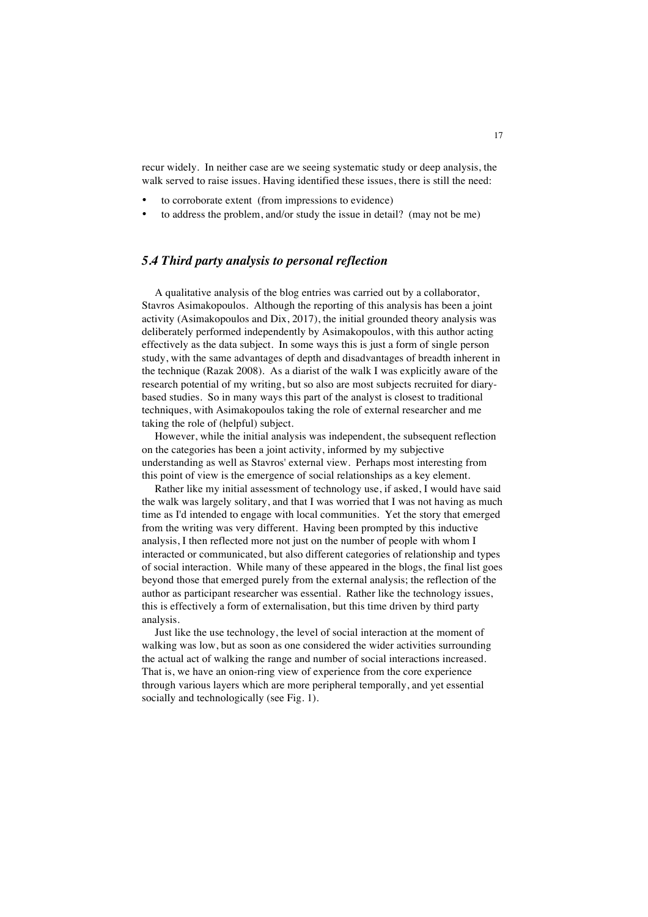recur widely. In neither case are we seeing systematic study or deep analysis, the walk served to raise issues. Having identified these issues, there is still the need:

- to corroborate extent (from impressions to evidence)
- to address the problem, and/or study the issue in detail? (may not be me)

### *5.4 Third party analysis to personal reflection*

A qualitative analysis of the blog entries was carried out by a collaborator, Stavros Asimakopoulos. Although the reporting of this analysis has been a joint activity (Asimakopoulos and Dix, 2017), the initial grounded theory analysis was deliberately performed independently by Asimakopoulos, with this author acting effectively as the data subject. In some ways this is just a form of single person study, with the same advantages of depth and disadvantages of breadth inherent in the technique (Razak 2008). As a diarist of the walk I was explicitly aware of the research potential of my writing, but so also are most subjects recruited for diary-based studies. So in many ways this part of the analyst is closest to traditional techniques, with Asimakopoulos taking the role of external researcher and me taking the role of (helpful) subject.

However, while the initial analysis was independent, the subsequent reflection on the categories has been a joint activity, informed by my subjective understanding as well as Stavros' external view. Perhaps most interesting from this point of view is the emergence of social relationships as a key element.

Rather like my initial assessment of technology use, if asked, I would have said the walk was largely solitary, and that I was worried that I was not having as much time as I'd intended to engage with local communities. Yet the story that emerged from the writing was very different. Having been prompted by this inductive analysis, I then reflected more not just on the number of people with whom I interacted or communicated, but also different categories of relationship and types of social interaction. While many of these appeared in the blogs, the final list goes beyond those that emerged purely from the external analysis; the reflection of the author as participant researcher was essential. Rather like the technology issues, this is effectively a form of externalisation, but this time driven by third party analysis.

Just like the use technology, the level of social interaction at the moment of walking was low, but as soon as one considered the wider activities surrounding the actual act of walking the range and number of social interactions increased. That is, we have an onion-ring view of experience from the core experience through various layers which are more peripheral temporally, and yet essential socially and technologically (see Fig. 1).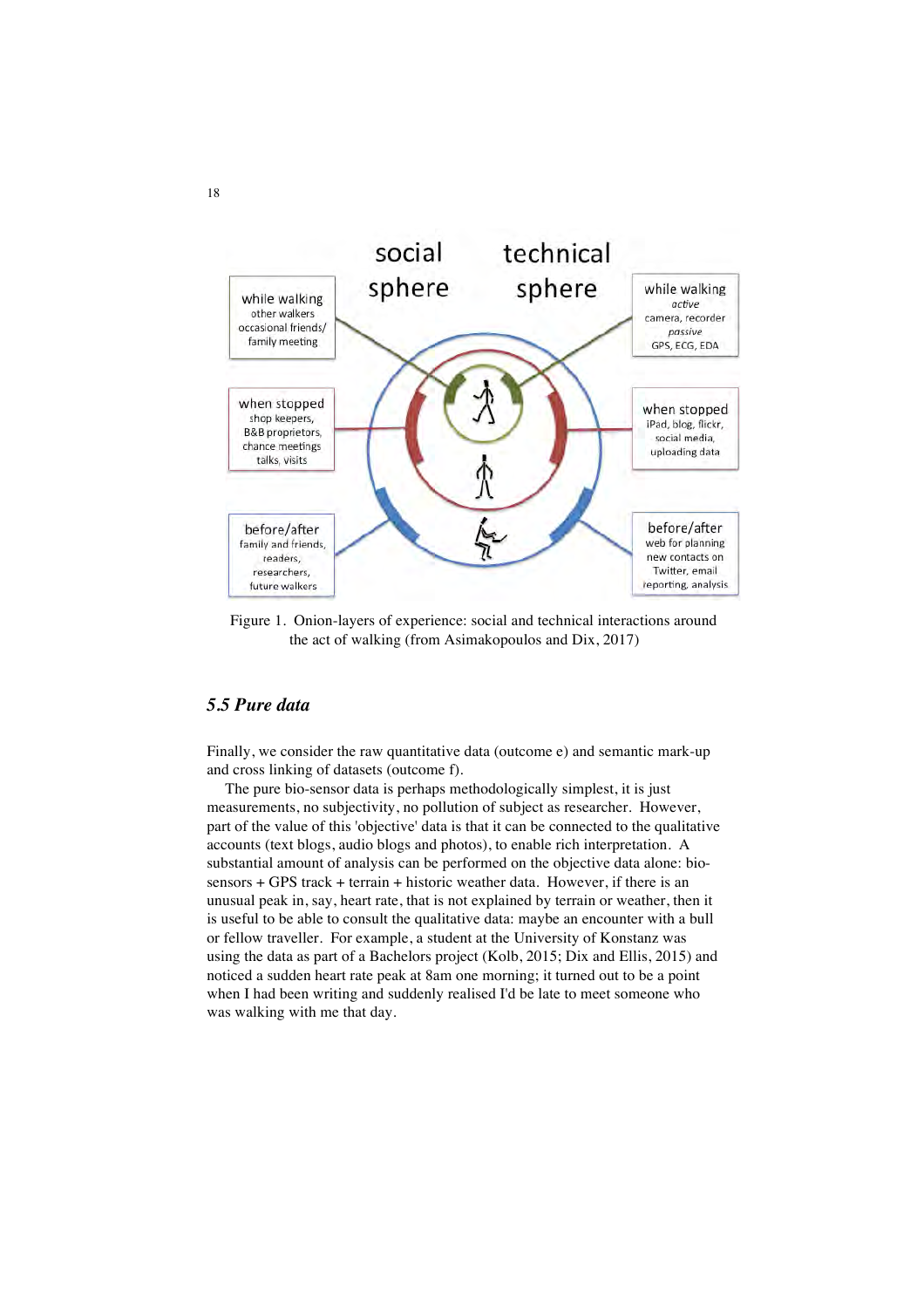Figure 1. Onion-layers of experience: social and technical interactions around the act of walking (from Asimakopoulos and Dix, 2017)

### *5.5 Pure data*

Finally, we consider the raw quantitative data (outcome e) and semantic mark-up and cross linking of datasets (outcome f).

The pure bio-sensor data is perhaps methodologically simplest, it is just measurements, no subjectivity, no pollution of subject as researcher. However, part of the value of this 'objective' data is that it can be connected to the qualitative accounts (text blogs, audio blogs and photos), to enable rich interpretation. A substantial amount of analysis can be performed on the objective data alone: bio-sensors + GPS track + terrain + historic weather data. However, if there is an unusual peak in, say, heart rate, that is not explained by terrain or weather, then it is useful to be able to consult the qualitative data: maybe an encounter with a bull or fellow traveller. For example, a student at the University of Konstanz was using the data as part of a Bachelors project (Kolb, 2015; Dix and Ellis, 2015) and noticed a sudden heart rate peak at 8am one morning; it turned out to be a point when I had been writing and suddenly realised I'd be late to meet someone who was walking with me that day.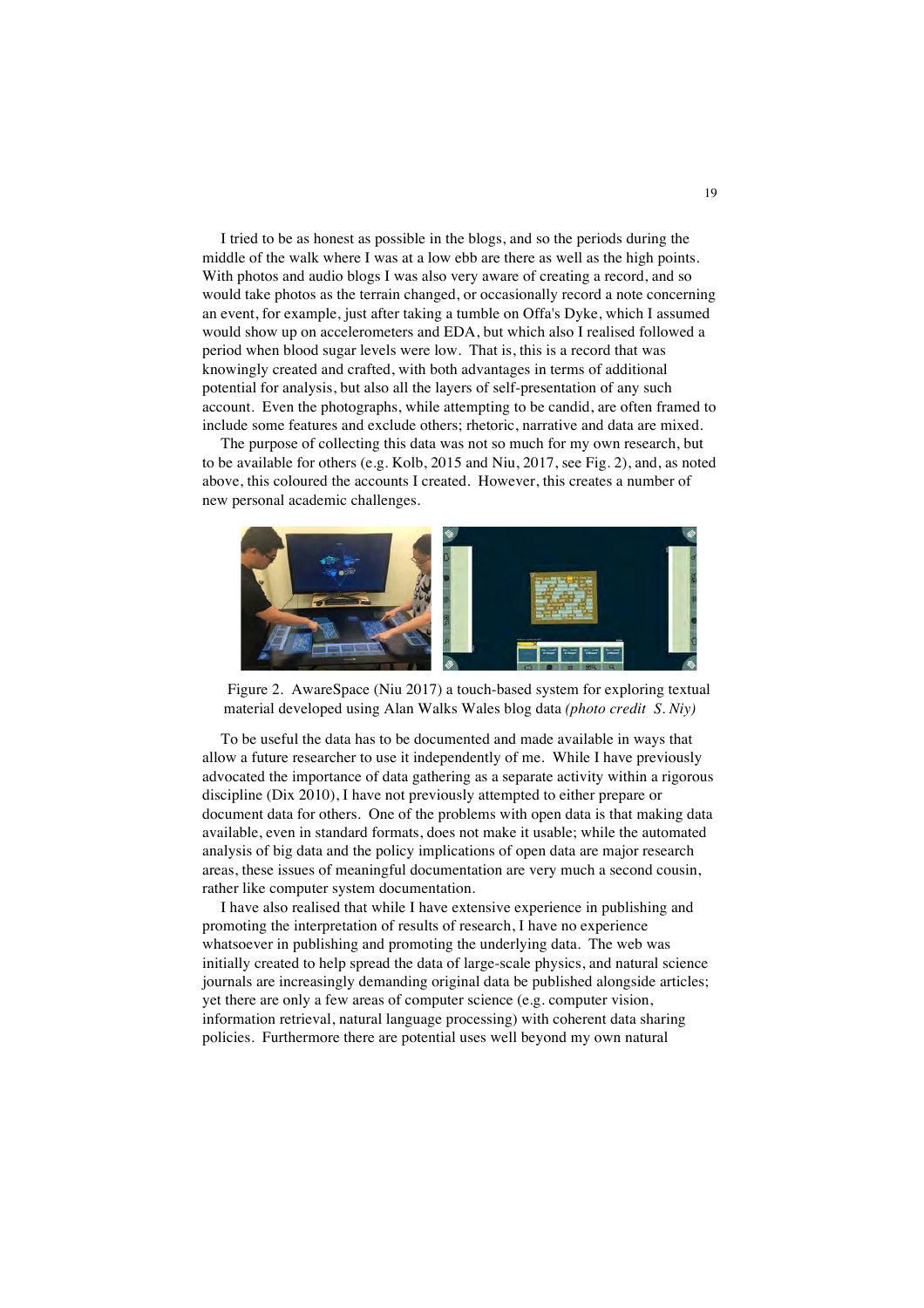I tried to be as honest as possible in the blogs, and so the periods during the middle of the walk where I was at a low ebb are there as well as the high points. With photos and audio blogs I was also very aware of creating a record, and so would take photos as the terrain changed, or occasionally record a note concerning an event, for example, just after taking a tumble on Offa's Dyke, which I assumed would show up on accelerometers and EDA, but which also I realised followed a period when blood sugar levels were low. That is, this is a record that was knowingly created and crafted, with both advantages in terms of additional potential for analysis, but also all the layers of self-presentation of any such account. Even the photographs, while attempting to be candid, are often framed to include some features and exclude others; rhetoric, narrative and data are mixed.

The purpose of collecting this data was not so much for my own research, but to be available for others (e.g. Kolb, 2015 and Niu, 2017, see Fig. 2), and, as noted above, this coloured the accounts I created. However, this creates a number of new personal academic challenges.

Figure 2. AwareSpace (Niu 2017) a touch-based system for exploring textual material developed using Alan Walks Wales blog data *(photo credit S. Niy)*

To be useful the data has to be documented and made available in ways that allow a future researcher to use it independently of me. While I have previously advocated the importance of data gathering as a separate activity within a rigorous discipline (Dix 2010), I have not previously attempted to either prepare or document data for others. One of the problems with open data is that making data available, even in standard formats, does not make it usable; while the automated analysis of big data and the policy implications of open data are major research areas, these issues of meaningful documentation are very much a second cousin, rather like computer system documentation.

I have also realised that while I have extensive experience in publishing and promoting the interpretation of results of research, I have no experience whatsoever in publishing and promoting the underlying data. The web was initially created to help spread the data of large-scale physics, and natural science journals are increasingly demanding original data be published alongside articles; yet there are only a few areas of computer science (e.g. computer vision, information retrieval, natural language processing) with coherent data sharing policies. Furthermore there are potential uses well beyond my own natural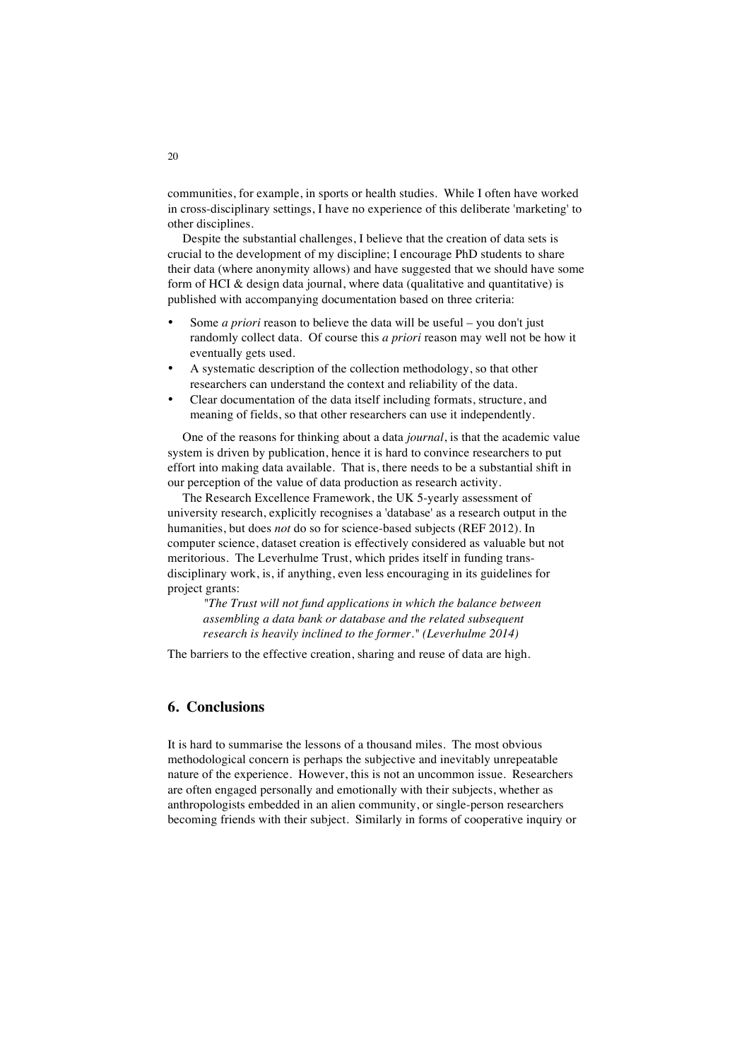communities, for example, in sports or health studies. While I often have worked in cross-disciplinary settings, I have no experience of this deliberate 'marketing' to other disciplines.

Despite the substantial challenges, I believe that the creation of data sets is crucial to the development of my discipline; I encourage PhD students to share their data (where anonymity allows) and have suggested that we should have some form of HCI & design data journal, where data (qualitative and quantitative) is published with accompanying documentation based on three criteria:

- Some *a priori* reason to believe the data will be useful – you don't just randomly collect data. Of course this *a priori* reason may well not be how it eventually gets used.
- A systematic description of the collection methodology, so that other researchers can understand the context and reliability of the data.
- Clear documentation of the data itself including formats, structure, and meaning of fields, so that other researchers can use it independently.

One of the reasons for thinking about a data *journal*, is that the academic value system is driven by publication, hence it is hard to convince researchers to put effort into making data available. That is, there needs to be a substantial shift in our perception of the value of data production as research activity.

The Research Excellence Framework, the UK 5-yearly assessment of university research, explicitly recognises a 'database' as a research output in the humanities, but does *not* do so for science-based subjects (REF 2012). In computer science, dataset creation is effectively considered as valuable but not meritorious. The Leverhulme Trust, which prides itself in funding trans-disciplinary work, is, if anything, even less encouraging in its guidelines for project grants:

> *"The Trust will not fund applications in which the balance between assembling a data bank or database and the related subsequent research is heavily inclined to the former." (Leverhulme 2014)*

The barriers to the effective creation, sharing and reuse of data are high.

## 6. Conclusions

It is hard to summarise the lessons of a thousand miles. The most obvious methodological concern is perhaps the subjective and inevitably unrepeatable nature of the experience. However, this is not an uncommon issue. Researchers are often engaged personally and emotionally with their subjects, whether as anthropologists embedded in an alien community, or single-person researchers becoming friends with their subject. Similarly in forms of cooperative inquiry or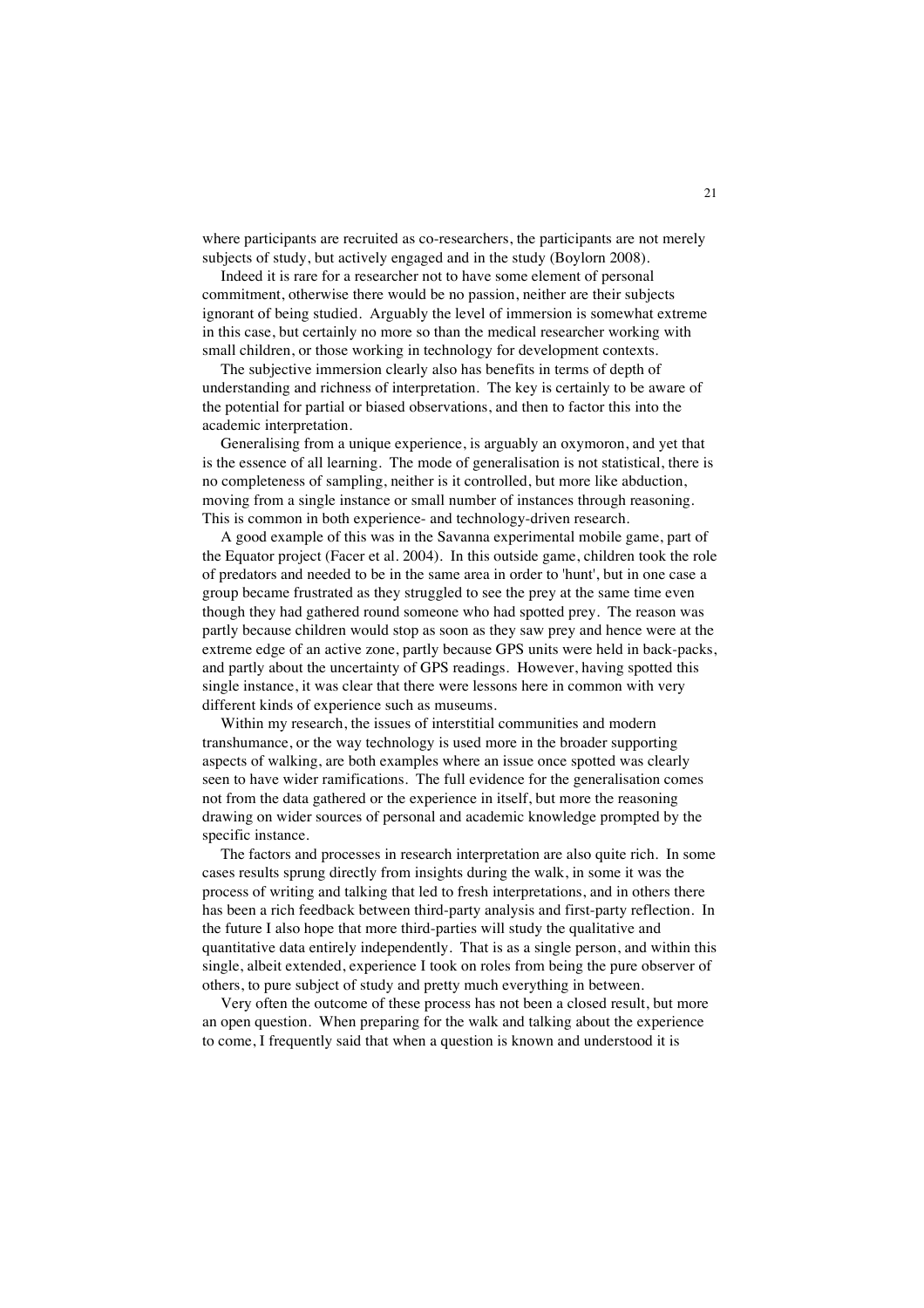where participants are recruited as co-researchers, the participants are not merely subjects of study, but actively engaged and in the study (Boylorn 2008).

Indeed it is rare for a researcher not to have some element of personal commitment, otherwise there would be no passion, neither are their subjects ignorant of being studied. Arguably the level of immersion is somewhat extreme in this case, but certainly no more so than the medical researcher working with small children, or those working in technology for development contexts.

The subjective immersion clearly also has benefits in terms of depth of understanding and richness of interpretation. The key is certainly to be aware of the potential for partial or biased observations, and then to factor this into the academic interpretation.

Generalising from a unique experience, is arguably an oxymoron, and yet that is the essence of all learning. The mode of generalisation is not statistical, there is no completeness of sampling, neither is it controlled, but more like abduction, moving from a single instance or small number of instances through reasoning. This is common in both experience- and technology-driven research.

A good example of this was in the Savanna experimental mobile game, part of the Equator project (Facer et al. 2004). In this outside game, children took the role of predators and needed to be in the same area in order to 'hunt', but in one case a group became frustrated as they struggled to see the prey at the same time even though they had gathered round someone who had spotted prey. The reason was partly because children would stop as soon as they saw prey and hence were at the extreme edge of an active zone, partly because GPS units were held in back-packs, and partly about the uncertainty of GPS readings. However, having spotted this single instance, it was clear that there were lessons here in common with very different kinds of experience such as museums.

Within my research, the issues of interstitial communities and modern transhumance, or the way technology is used more in the broader supporting aspects of walking, are both examples where an issue once spotted was clearly seen to have wider ramifications. The full evidence for the generalisation comes not from the data gathered or the experience in itself, but more the reasoning drawing on wider sources of personal and academic knowledge prompted by the specific instance.

The factors and processes in research interpretation are also quite rich. In some cases results sprung directly from insights during the walk, in some it was the process of writing and talking that led to fresh interpretations, and in others there has been a rich feedback between third-party analysis and first-party reflection. In the future I also hope that more third-parties will study the qualitative and quantitative data entirely independently. That is as a single person, and within this single, albeit extended, experience I took on roles from being the pure observer of others, to pure subject of study and pretty much everything in between.

Very often the outcome of these process has not been a closed result, but more an open question. When preparing for the walk and talking about the experience to come, I frequently said that when a question is known and understood it is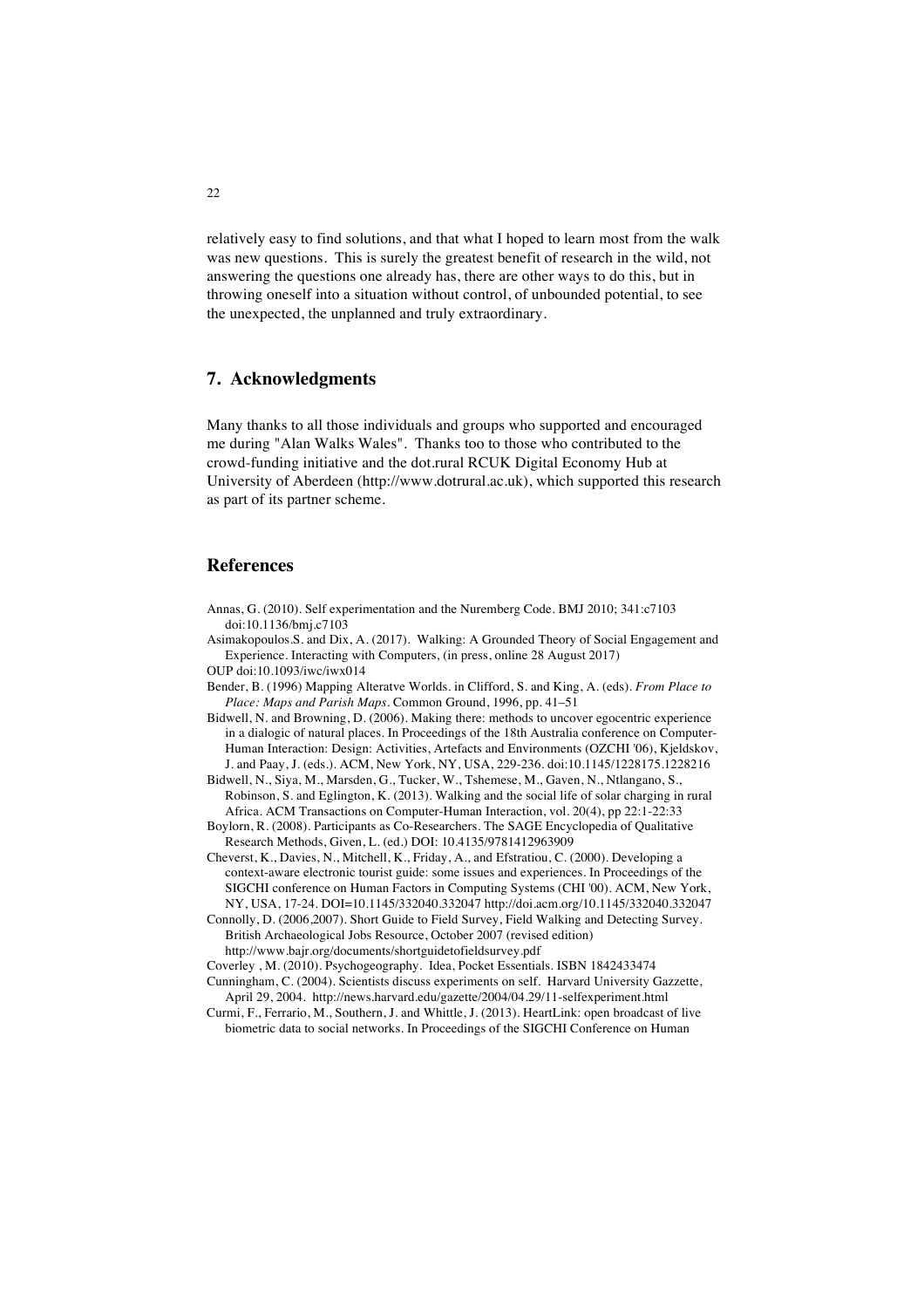relatively easy to find solutions, and that what I hoped to learn most from the walk was new questions. This is surely the greatest benefit of research in the wild, not answering the questions one already has, there are other ways to do this, but in throwing oneself into a situation without control, of unbounded potential, to see the unexpected, the unplanned and truly extraordinary.

## 7. Acknowledgments

Many thanks to all those individuals and groups who supported and encouraged me during "Alan Walks Wales". Thanks too to those who contributed to the crowd-funding initiative and the dot.rural RCUK Digital Economy Hub at University of Aberdeen (http://www.dotrural.ac.uk), which supported this research as part of its partner scheme.

## References

Annas, G. (2010). Self experimentation and the Nuremberg Code. BMJ 2010; 341:c7103 doi:10.1136/bmj.c7103

Asimakopoulos.S. and Dix, A. (2017). Walking: A Grounded Theory of Social Engagement and Experience. Interacting with Computers, (in press, online 28 August 2017)
OUP doi:10.1093/iwc/iwx014

Bender, B. (1996) Mapping Alteratve Worlds. in Clifford, S. and King, A. (eds). *From Place to Place: Maps and Parish Maps*. Common Ground, 1996, pp. 41–51

Bidwell, N. and Browning, D. (2006). Making there: methods to uncover egocentric experience in a dialogic of natural places. In Proceedings of the 18th Australia conference on Computer-Human Interaction: Design: Activities, Artefacts and Environments (OZCHI '06), Kjeldskov, J. and Paay, J. (eds.). ACM, New York, NY, USA, 229-236. doi:10.1145/1228175.1228216

Bidwell, N., Siya, M., Marsden, G., Tucker, W., Tshemese, M., Gaven, N., Ntlangano, S., Robinson, S. and Eglington, K. (2013). Walking and the social life of solar charging in rural Africa. ACM Transactions on Computer-Human Interaction, vol. 20(4), pp 22:1-22:33

Boylorn, R. (2008). Participants as Co-Researchers. The SAGE Encyclopedia of Qualitative Research Methods, Given, L. (ed.) DOI: 10.4135/9781412963909

Cheverst, K., Davies, N., Mitchell, K., Friday, A., and Efstratiou, C. (2000). Developing a context-aware electronic tourist guide: some issues and experiences. In Proceedings of the SIGCHI conference on Human Factors in Computing Systems (CHI '00). ACM, New York, NY, USA, 17-24. DOI=10.1145/332040.332047 http://doi.acm.org/10.1145/332040.332047

Connolly, D. (2006,2007). Short Guide to Field Survey, Field Walking and Detecting Survey. British Archaeological Jobs Resource, October 2007 (revised edition) http://www.bajr.org/documents/shortguidetofieldsurvey.pdf

Coverley , M. (2010). Psychogeography. Idea, Pocket Essentials. ISBN 1842433474

Cunningham, C. (2004). Scientists discuss experiments on self. Harvard University Gazzette, April 29, 2004. http://news.harvard.edu/gazette/2004/04.29/11-selfexperiment.html

Curmi, F., Ferrario, M., Southern, J. and Whittle, J. (2013). HeartLink: open broadcast of live biometric data to social networks. In Proceedings of the SIGCHI Conference on Human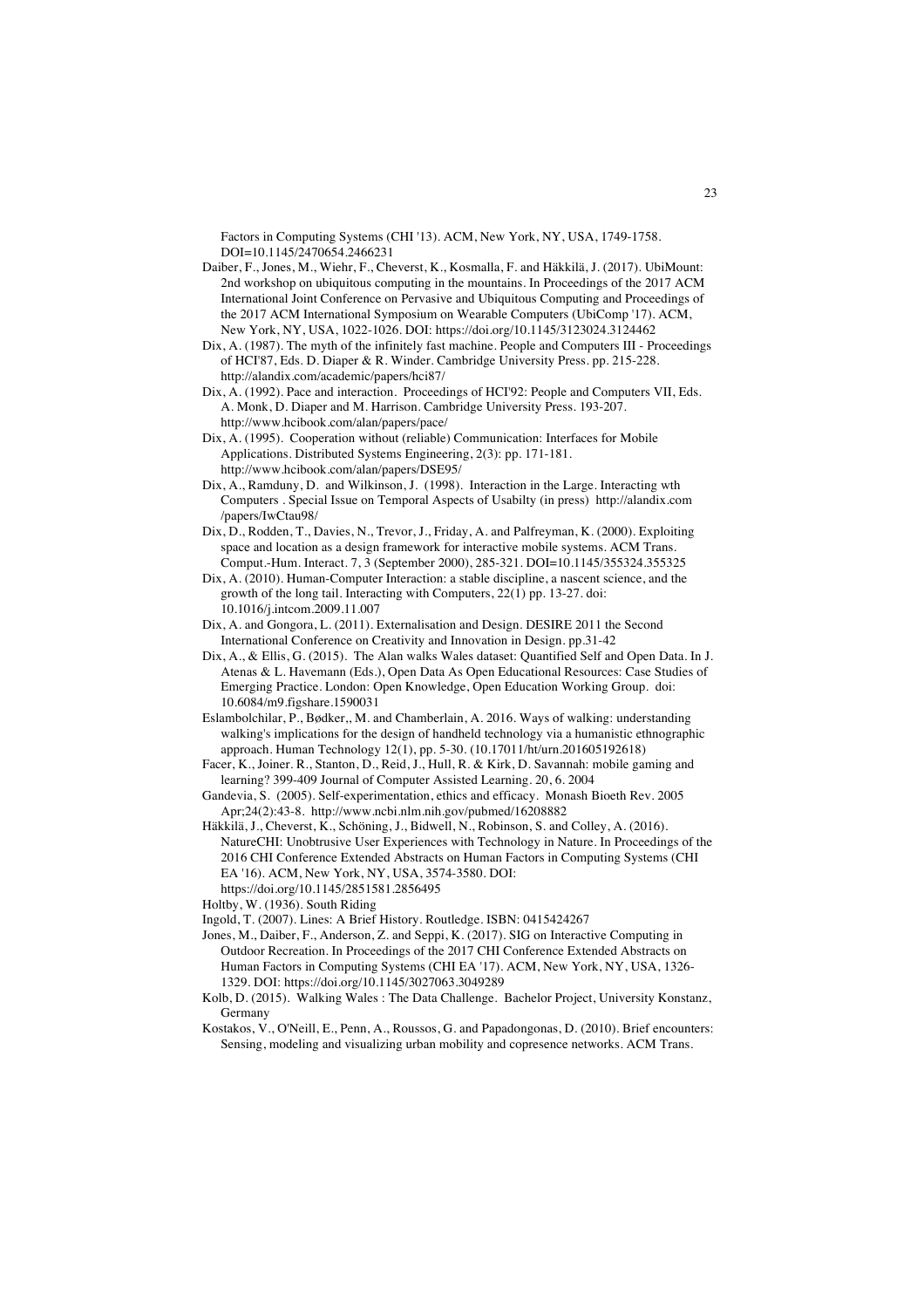Factors in Computing Systems (CHI '13). ACM, New York, NY, USA, 1749-1758. DOI=10.1145/2470654.2466231

Daiber, F., Jones, M., Wiehr, F., Cheverst, K., Kosmalla, F. and Häkkilä, J. (2017). UbiMount: 2nd workshop on ubiquitous computing in the mountains. In Proceedings of the 2017 ACM International Joint Conference on Pervasive and Ubiquitous Computing and Proceedings of the 2017 ACM International Symposium on Wearable Computers (UbiComp '17). ACM, New York, NY, USA, 1022-1026. DOI: https://doi.org/10.1145/3123024.3124462

Dix, A. (1987). The myth of the infinitely fast machine. People and Computers III - Proceedings of HCI'87, Eds. D. Diaper & R. Winder. Cambridge University Press. pp. 215-228. http://alandix.com/academic/papers/hci87/

Dix, A. (1992). Pace and interaction. Proceedings of HCI'92: People and Computers VII, Eds. A. Monk, D. Diaper and M. Harrison. Cambridge University Press. 193-207. http://www.hcibook.com/alan/papers/pace/

Dix, A. (1995). Cooperation without (reliable) Communication: Interfaces for Mobile Applications. Distributed Systems Engineering, 2(3): pp. 171-181. http://www.hcibook.com/alan/papers/DSE95/

Dix, A., Ramduny, D. and Wilkinson, J. (1998). Interaction in the Large. Interacting wth Computers . Special Issue on Temporal Aspects of Usabilty (in press) http://alandix.com /papers/IwCtau98/

Dix, D., Rodden, T., Davies, N., Trevor, J., Friday, A. and Palfreyman, K. (2000). Exploiting space and location as a design framework for interactive mobile systems. ACM Trans. Comput.-Hum. Interact. 7, 3 (September 2000), 285-321. DOI=10.1145/355324.355325

Dix, A. (2010). Human-Computer Interaction: a stable discipline, a nascent science, and the growth of the long tail. Interacting with Computers, 22(1) pp. 13-27. doi: 10.1016/j.intcom.2009.11.007

Dix, A. and Gongora, L. (2011). Externalisation and Design. DESIRE 2011 the Second International Conference on Creativity and Innovation in Design. pp.31-42

Dix, A., & Ellis, G. (2015). The Alan walks Wales dataset: Quantified Self and Open Data. In J. Atenas & L. Havemann (Eds.), Open Data As Open Educational Resources: Case Studies of Emerging Practice. London: Open Knowledge, Open Education Working Group. doi: 10.6084/m9.figshare.1590031

Eslambolchilar, P., Bødker,, M. and Chamberlain, A. 2016. Ways of walking: understanding walking's implications for the design of handheld technology via a humanistic ethnographic approach. Human Technology 12(1), pp. 5-30. (10.17011/ht/urn.201605192618)

Facer, K., Joiner. R., Stanton, D., Reid, J., Hull, R. & Kirk, D. Savannah: mobile gaming and learning? 399-409 Journal of Computer Assisted Learning. 20, 6. 2004

Gandevia, S. (2005). Self-experimentation, ethics and efficacy. Monash Bioeth Rev. 2005 Apr;24(2):43-8. http://www.ncbi.nlm.nih.gov/pubmed/16208882

Häkkilä, J., Cheverst, K., Schöning, J., Bidwell, N., Robinson, S. and Colley, A. (2016). NatureCHI: Unobtrusive User Experiences with Technology in Nature. In Proceedings of the 2016 CHI Conference Extended Abstracts on Human Factors in Computing Systems (CHI EA '16). ACM, New York, NY, USA, 3574-3580. DOI: https://doi.org/10.1145/2851581.2856495

Holtby, W. (1936). South Riding

Ingold, T. (2007). Lines: A Brief History. Routledge. ISBN: 0415424267

Jones, M., Daiber, F., Anderson, Z. and Seppi, K. (2017). SIG on Interactive Computing in Outdoor Recreation. In Proceedings of the 2017 CHI Conference Extended Abstracts on Human Factors in Computing Systems (CHI EA '17). ACM, New York, NY, USA, 1326-1329. DOI: https://doi.org/10.1145/3027063.3049289

Kolb, D. (2015). Walking Wales : The Data Challenge. Bachelor Project, University Konstanz, Germany

Kostakos, V., O'Neill, E., Penn, A., Roussos, G. and Papadongonas, D. (2010). Brief encounters: Sensing, modeling and visualizing urban mobility and copresence networks. ACM Trans.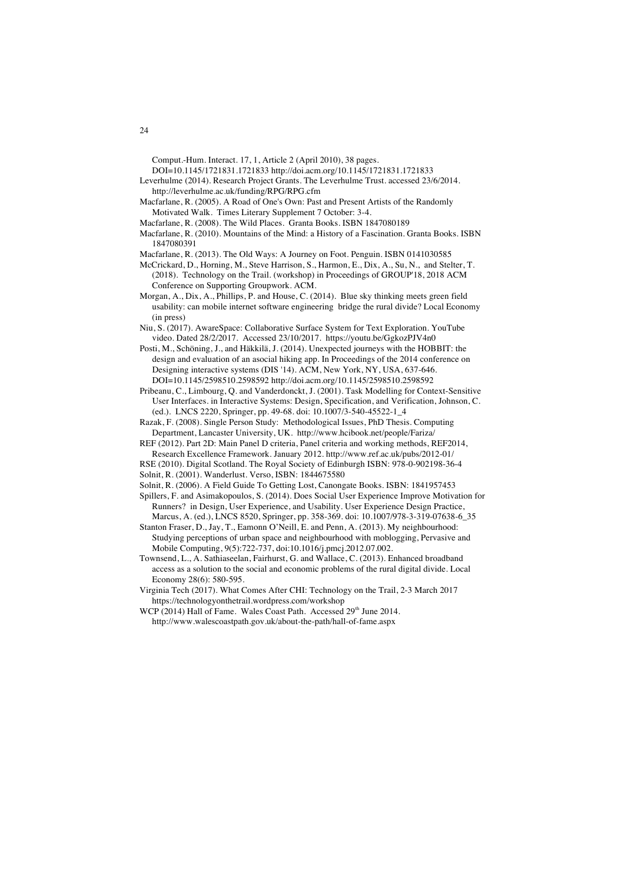Comput.-Hum. Interact. 17, 1, Article 2 (April 2010), 38 pages. DOI=10.1145/1721831.1721833 http://doi.acm.org/10.1145/1721831.1721833

Leverhulme (2014). Research Project Grants. The Leverhulme Trust. accessed 23/6/2014. http://leverhulme.ac.uk/funding/RPG/RPG.cfm

Macfarlane, R. (2005). A Road of One's Own: Past and Present Artists of the Randomly Motivated Walk. Times Literary Supplement 7 October: 3-4.

Macfarlane, R. (2008). The Wild Places. Granta Books. ISBN 1847080189

Macfarlane, R. (2010). Mountains of the Mind: a History of a Fascination. Granta Books. ISBN 1847080391

Macfarlane, R. (2013). The Old Ways: A Journey on Foot. Penguin. ISBN 0141030585

McCrickard, D., Horning, M., Steve Harrison, S., Harmon, E., Dix, A., Su, N., and Stelter, T. (2018). Technology on the Trail. (workshop) in Proceedings of GROUP'18, 2018 ACM Conference on Supporting Groupwork. ACM.

Morgan, A., Dix, A., Phillips, P. and House, C. (2014). Blue sky thinking meets green field usability: can mobile internet software engineering bridge the rural divide? Local Economy (in press)

Niu, S. (2017). AwareSpace: Collaborative Surface System for Text Exploration. YouTube video. Dated 28/2/2017. Accessed 23/10/2017. https://youtu.be/GgkozPJV4n0

Posti, M., Schöning, J., and Häkkilä, J. (2014). Unexpected journeys with the HOBBIT: the design and evaluation of an asocial hiking app. In Proceedings of the 2014 conference on Designing interactive systems (DIS '14). ACM, New York, NY, USA, 637-646. DOI=10.1145/2598510.2598592 http://doi.acm.org/10.1145/2598510.2598592

Pribeanu, C., Limbourg, Q. and Vanderdonckt, J. (2001). Task Modelling for Context-Sensitive User Interfaces. in Interactive Systems: Design, Specification, and Verification, Johnson, C. (ed.). LNCS 2220, Springer, pp. 49-68. doi: 10.1007/3-540-45522-1_4

Razak, F. (2008). Single Person Study: Methodological Issues, PhD Thesis. Computing Department, Lancaster University, UK. http://www.hcibook.net/people/Fariza/

REF (2012). Part 2D: Main Panel D criteria, Panel criteria and working methods, REF2014, Research Excellence Framework. January 2012. http://www.ref.ac.uk/pubs/2012-01/

RSE (2010). Digital Scotland. The Royal Society of Edinburgh ISBN: 978-0-902198-36-4

Solnit, R. (2001). Wanderlust. Verso, ISBN: 1844675580

Solnit, R. (2006). A Field Guide To Getting Lost, Canongate Books. ISBN: 1841957453

Spillers, F. and Asimakopoulos, S. (2014). Does Social User Experience Improve Motivation for Runners? in Design, User Experience, and Usability. User Experience Design Practice, Marcus, A. (ed.), LNCS 8520, Springer, pp. 358-369. doi: 10.1007/978-3-319-07638-6_35

Stanton Fraser, D., Jay, T., Eamonn O'Neill, E. and Penn, A. (2013). My neighbourhood: Studying perceptions of urban space and neighbourhood with moblogging, Pervasive and Mobile Computing, 9(5):722-737, doi:10.1016/j.pmcj.2012.07.002.

Townsend, L., A. Sathiaseelan, Fairhurst, G. and Wallace, C. (2013). Enhanced broadband access as a solution to the social and economic problems of the rural digital divide. Local Economy 28(6): 580-595.

Virginia Tech (2017). What Comes After CHI: Technology on the Trail, 2-3 March 2017 https://technologyonthetrail.wordpress.com/workshop

WCP (2014) Hall of Fame. Wales Coast Path. Accessed 29th June 2014. http://www.walescoastpath.gov.uk/about-the-path/hall-of-fame.aspx